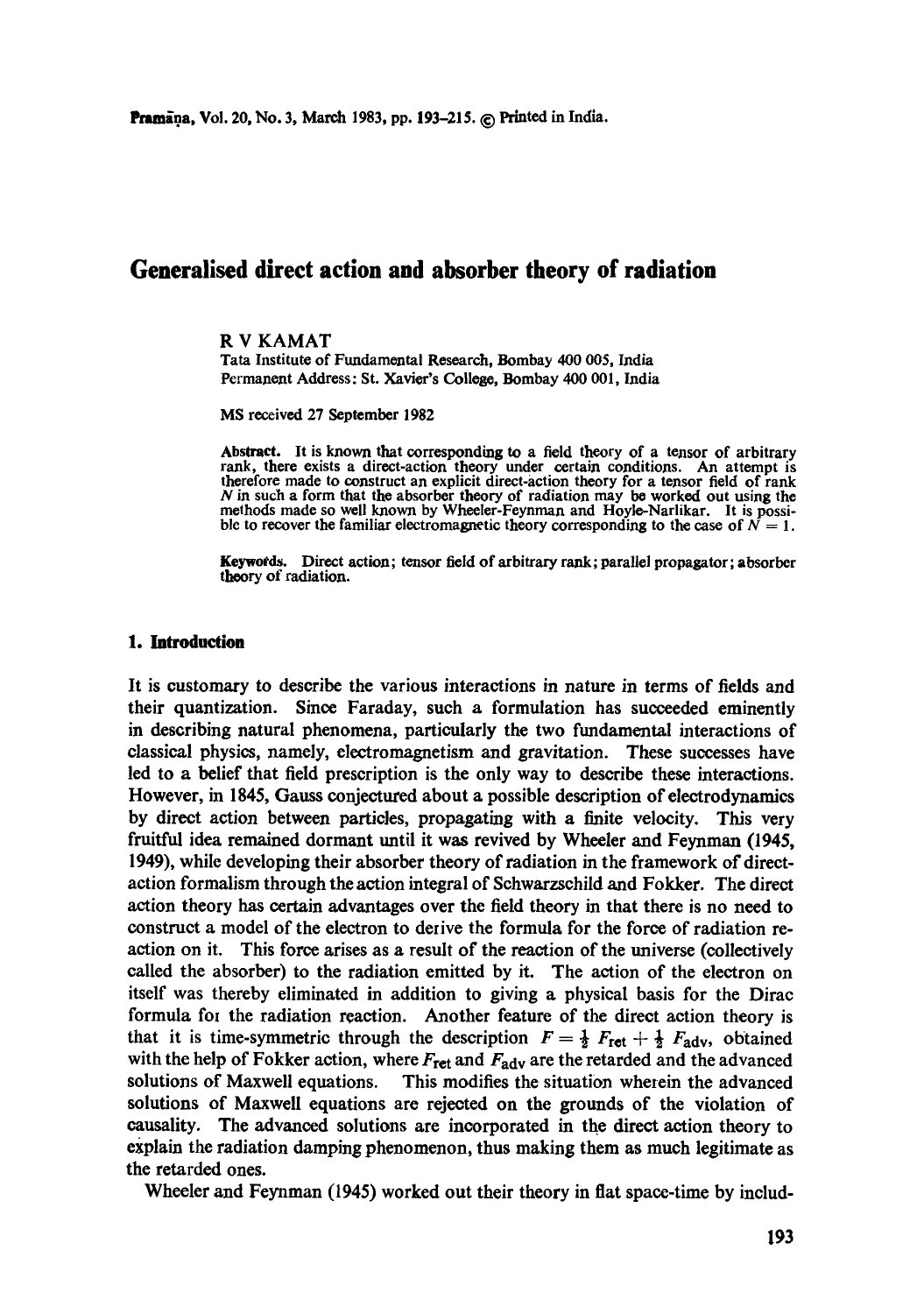# Generalised direct action and absorber theory of radiation

R V KAMAT

Tata Institute of Fundamental Research, Bombay 400 005, India
Permanent Address: St. Xavier's College, Bombay 400 001, India

MS received 27 September 1982

**Abstract.** It is known that corresponding to a field theory of a tensor of arbitrary rank, there exists a direct-action theory under certain conditions. An attempt is therefore made to construct an explicit direct-action theory for a tensor field of rank $N$ in such a form that the absorber theory of radiation may be worked out using the methods made so well known by Wheeler-Feynman and Hoyle-Narlikar. It is possible to recover the familiar electromagnetic theory corresponding to the case of $N = 1$.

**Keywords.** Direct action; tensor field of arbitrary rank; parallel propagator; absorber theory of radiation.

## 1. Introduction

It is customary to describe the various interactions in nature in terms of fields and their quantization. Since Faraday, such a formulation has succeeded eminently in describing natural phenomena, particularly the two fundamental interactions of classical physics, namely, electromagnetism and gravitation. These successes have led to a belief that field prescription is the only way to describe these interactions. However, in 1845, Gauss conjectured about a possible description of electrodynamics by direct action between particles, propagating with a finite velocity. This very fruitful idea remained dormant until it was revived by Wheeler and Feynman (1945, 1949), while developing their absorber theory of radiation in the framework of direct-action formalism through the action integral of Schwarzschild and Fokker. The direct action theory has certain advantages over the field theory in that there is no need to construct a model of the electron to derive the formula for the force of radiation reaction on it. This force arises as a result of the reaction of the universe (collectively called the absorber) to the radiation emitted by it. The action of the electron on itself was thereby eliminated in addition to giving a physical basis for the Dirac formula foı the radiation reaction. Another feature of the direct action theory is that it is time-symmetric through the description $F = \frac{1}{2} F_{\text{ret}} + \frac{1}{2} F_{\text{adv}}$, obtained with the help of Fokker action, where $F_{\text{ret}}$ and $F_{\text{adv}}$ are the retarded and the advanced solutions of Maxwell equations. This modifies the situation wherein the advanced solutions of Maxwell equations are rejected on the grounds of the violation of causality. The advanced solutions are incorporated in the direct action theory to explain the radiation damping phenomenon, thus making them as much legitimate as the retarded ones.

Wheeler and Feynman (1945) worked out their theory in flat space-time by includ-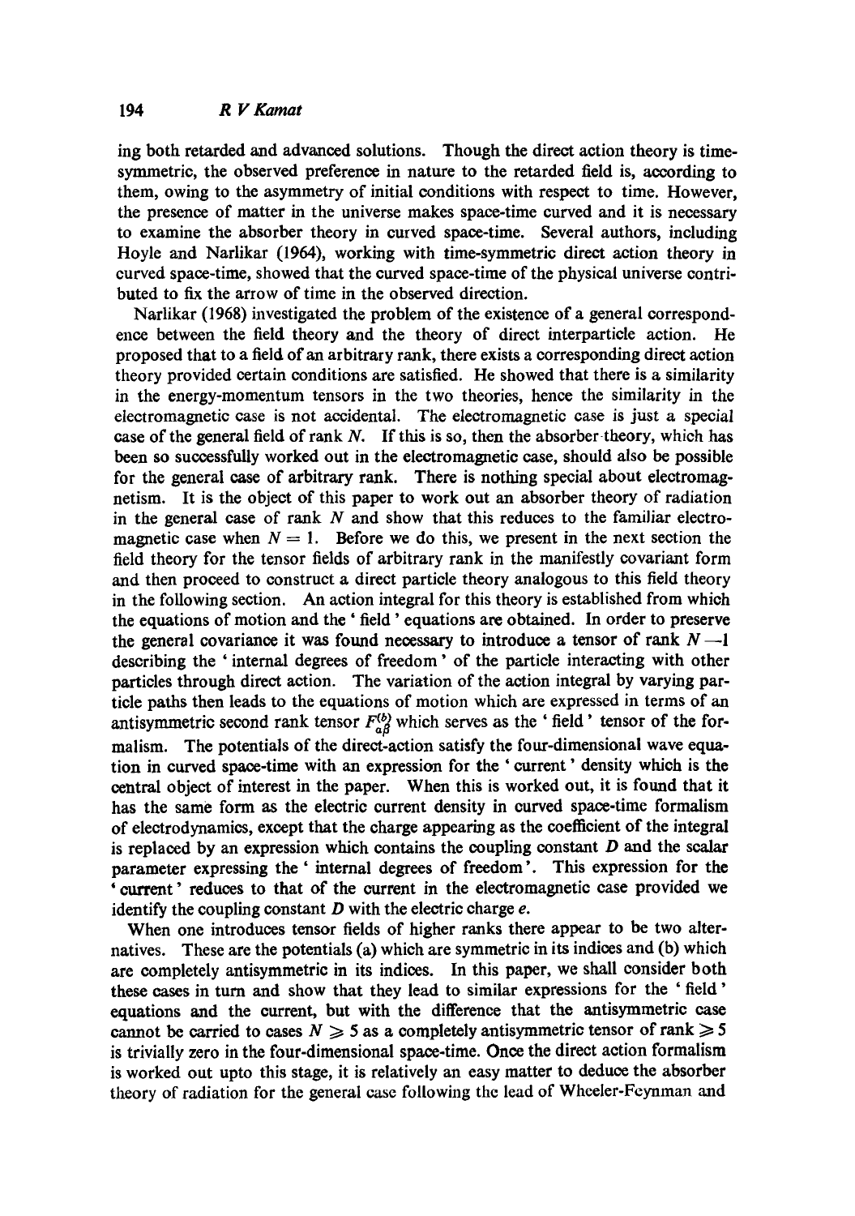ing both retarded and advanced solutions. Though the direct action theory is time-symmetric, the observed preference in nature to the retarded field is, according to them, owing to the asymmetry of initial conditions with respect to time. However, the presence of matter in the universe makes space-time curved and it is necessary to examine the absorber theory in curved space-time. Several authors, including Hoyle and Narlikar (1964), working with time-symmetric direct action theory in curved space-time, showed that the curved space-time of the physical universe contributed to fix the arrow of time in the observed direction.

Narlikar (1968) investigated the problem of the existence of a general correspondence between the field theory and the theory of direct interparticle action. He proposed that to a field of an arbitrary rank, there exists a corresponding direct action theory provided certain conditions are satisfied. He showed that there is a similarity in the energy-momentum tensors in the two theories, hence the similarity in the electromagnetic case is not accidental. The electromagnetic case is just a special case of the general field of rank $N$. If this is so, then the absorber theory, which has been so successfully worked out in the electromagnetic case, should also be possible for the general case of arbitrary rank. There is nothing special about electromagnetism. It is the object of this paper to work out an absorber theory of radiation in the general case of rank $N$ and show that this reduces to the familiar electromagnetic case when $N = 1$. Before we do this, we present in the next section the field theory for the tensor fields of arbitrary rank in the manifestly covariant form and then proceed to construct a direct particle theory analogous to this field theory in the following section. An action integral for this theory is established from which the equations of motion and the 'field' equations are obtained. In order to preserve the general covariance it was found necessary to introduce a tensor of rank $N-1$ describing the 'internal degrees of freedom' of the particle interacting with other particles through direct action. The variation of the action integral by varying particle paths then leads to the equations of motion which are expressed in terms of an antisymmetric second rank tensor $F^{(b)}_{\alpha\beta}$ which serves as the 'field' tensor of the formalism. The potentials of the direct-action satisfy the four-dimensional wave equation in curved space-time with an expression for the 'current' density which is the central object of interest in the paper. When this is worked out, it is found that it has the same form as the electric current density in curved space-time formalism of electrodynamics, except that the charge appearing as the coefficient of the integral is replaced by an expression which contains the coupling constant $D$ and the scalar parameter expressing the 'internal degrees of freedom'. This expression for the 'current' reduces to that of the current in the electromagnetic case provided we identify the coupling constant $D$ with the electric charge $e$.

When one introduces tensor fields of higher ranks there appear to be two alternatives. These are the potentials (a) which are symmetric in its indices and (b) which are completely antisymmetric in its indices. In this paper, we shall consider both these cases in turn and show that they lead to similar expressions for the 'field' equations and the current, but with the difference that the antisymmetric case cannot be carried to cases $N \geqslant 5$ as a completely antisymmetric tensor of rank $\geqslant 5$ is trivially zero in the four-dimensional space-time. Once the direct action formalism is worked out upto this stage, it is relatively an easy matter to deduce the absorber theory of radiation for the general case following the lead of Wheeler-Feynman and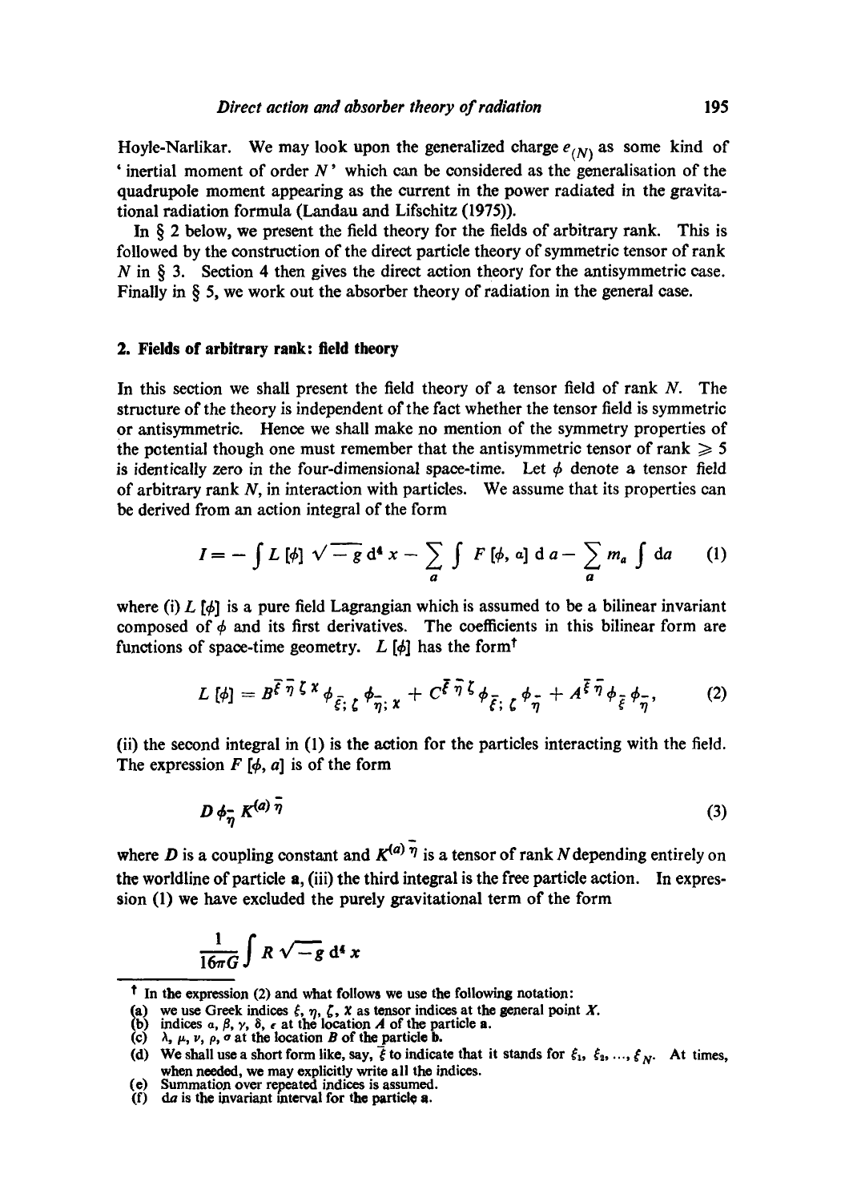Hoyle-Narlikar. We may look upon the generalized charge $e_{(N)}$ as some kind of 'inertial moment of order $N$' which can be considered as the generalisation of the quadrupole moment appearing as the current in the power radiated in the gravitational radiation formula (Landau and Lifschitz (1975)).

In § 2 below, we present the field theory for the fields of arbitrary rank. This is followed by the construction of the direct particle theory of symmetric tensor of rank $N$ in § 3. Section 4 then gives the direct action theory for the antisymmetric case. Finally in § 5, we work out the absorber theory of radiation in the general case.

## 2. Fields of arbitrary rank: field theory

In this section we shall present the field theory of a tensor field of rank $N$. The structure of the theory is independent of the fact whether the tensor field is symmetric or antisymmetric. Hence we shall make no mention of the symmetry properties of the potential though one must remember that the antisymmetric tensor of rank $\geqslant 5$ is identically zero in the four-dimensional space-time. Let $\phi$ denote a tensor field of arbitrary rank $N$, in interaction with particles. We assume that its properties can be derived from an action integral of the form

$$I = -\int L[\phi] \sqrt{-g}\, d^4 x - \sum_a \int F[\phi, a]\, d a - \sum_a m_a \int da \tag{1}$$

where (i) $L[\phi]$ is a pure field Lagrangian which is assumed to be a bilinear invariant composed of $\phi$ and its first derivatives. The coefficients in this bilinear form are functions of space-time geometry. $L[\phi]$ has the form†

$$L[\phi] = B^{\bar{\xi}\,\bar{\eta}\,\zeta\,\chi}\, \phi_{\bar{\xi};\,\zeta}\, \phi_{\bar{\eta};\,\chi} + C^{\bar{\xi}\,\bar{\eta}\,\zeta}\, \phi_{\bar{\xi};\,\zeta}\, \phi_{\bar{\eta}} + A^{\bar{\xi}\,\bar{\eta}}\, \phi_{\bar{\xi}}\, \phi_{\bar{\eta}}, \tag{2}$$

(ii) the second integral in (1) is the action for the particles interacting with the field. The expression $F[\phi, a]$ is of the form

$$D\, \phi_{\bar{\eta}}\, K^{(a)\,\bar{\eta}} \tag{3}$$

where $D$ is a coupling constant and $K^{(a)\,\bar{\eta}}$ is a tensor of rank $N$ depending entirely on the worldline of particle **a**, (iii) the third integral is the free particle action. In expression (1) we have excluded the purely gravitational term of the form

$$\frac{1}{16\pi G} \int R \sqrt{-g}\, d^4 x$$

---

† In the expression (2) and what follows we use the following notation:

(a) we use Greek indices $\xi$, $\eta$, $\zeta$, $\chi$ as tensor indices at the general point $X$.
(b) indices $\alpha$, $\beta$, $\gamma$, $\delta$, $\epsilon$ at the location $A$ of the particle **a**.
(c) $\lambda$, $\mu$, $\nu$, $\rho$, $\sigma$ at the location $B$ of the particle **b**.
(d) We shall use a short form like, say, $\bar{\xi}$ to indicate that it stands for $\xi_1, \xi_2, \ldots, \xi_N$. At times, when needed, we may explicitly write all the indices.
(e) Summation over repeated indices is assumed.
(f) $da$ is the invariant interval for the particle **a**.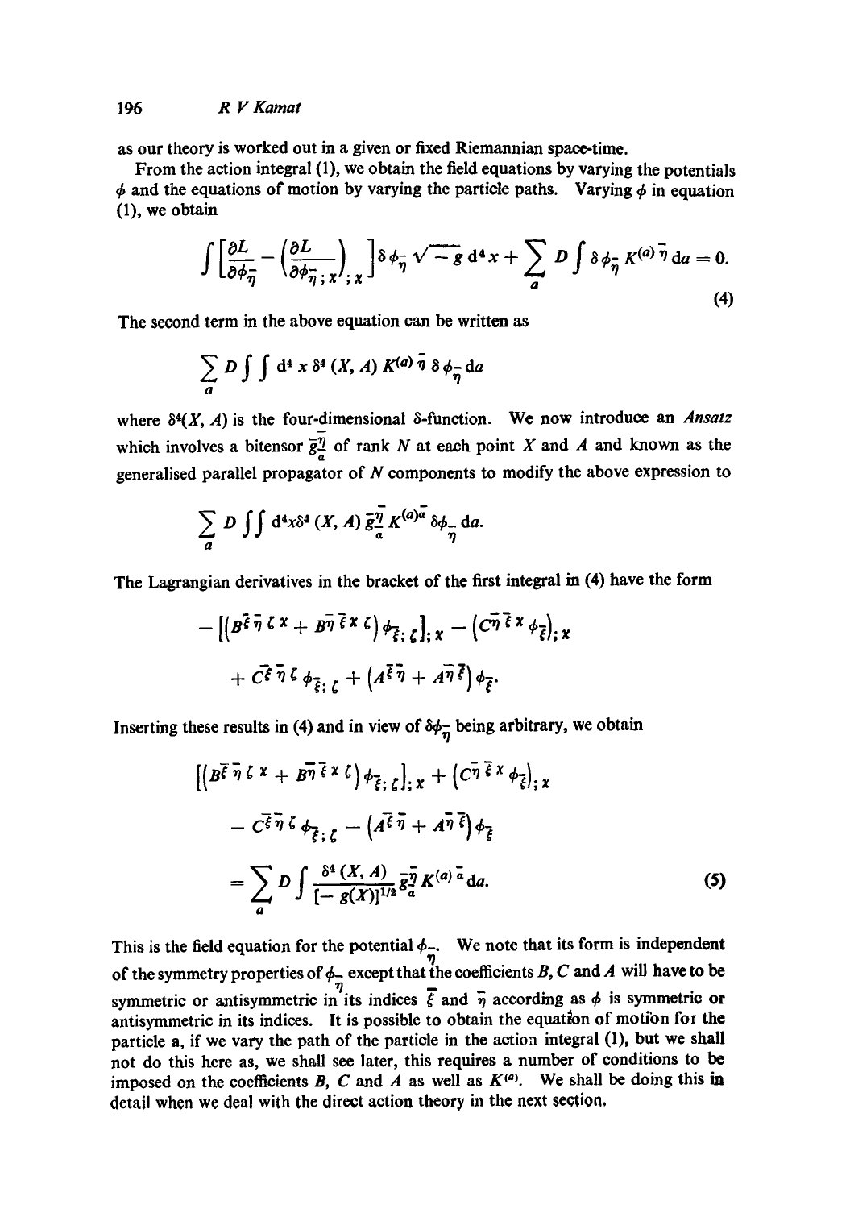as our theory is worked out in a given or fixed Riemannian space-time.

From the action integral (1), we obtain the field equations by varying the potentials $\phi$ and the equations of motion by varying the particle paths. Varying $\phi$ in equation (1), we obtain

$$\int \left[ \frac{\partial L}{\partial \phi_{\bar{\eta}}} - \left( \frac{\partial L}{\partial \phi_{\bar{\eta};x}} \right)_{;x} \right] \delta \phi_{\bar{\eta}} \sqrt{-g}\, \mathrm{d}^4 x + \sum_a D \int \delta \phi_{\bar{\eta}} K^{(a)\bar{\eta}}\, \mathrm{d}a = 0. \tag{4}$$

The second term in the above equation can be written as

$$\sum_a D \int \int \mathrm{d}^4 x\, \delta^4(X, A)\, K^{(a)\bar{\eta}}\, \delta \phi_{\bar{\eta}}\, \mathrm{d}a$$

where $\delta^4(X, A)$ is the four-dimensional $\delta$-function. We now introduce an *Ansatz* which involves a bitensor $\underset{a}{\bar{g}^{\bar{\eta}}}$ of rank $N$ at each point $X$ and $A$ and known as the generalised parallel propagator of $N$ components to modify the above expression to

$$\sum_a D \int \int \mathrm{d}^4 x \delta^4(X, A)\, \underset{a}{\bar{g}^{\bar{\eta}}}\, K^{(a)\bar{a}}\, \delta \phi_{\bar{\eta}}\, \mathrm{d}a.$$

The Lagrangian derivatives in the bracket of the first integral in (4) have the form

$$- \left[ \left( B^{\bar{\xi}\bar{\eta}\zeta x} + B^{\bar{\eta}\bar{\xi}x\zeta} \right) \phi_{\bar{\xi};\zeta} \right]_{;x} - \left( C^{\bar{\eta}\bar{\xi}x} \phi_{\bar{\xi}} \right)_{;x}$$
$$+ C^{\bar{\xi}\bar{\eta}\zeta} \phi_{\bar{\xi};\zeta} + \left( A^{\bar{\xi}\bar{\eta}} + A^{\bar{\eta}\bar{\xi}} \right) \phi_{\bar{\xi}}.$$

Inserting these results in (4) and in view of $\delta\phi_{\bar{\eta}}$ being arbitrary, we obtain

$$\left[ \left( B^{\bar{\xi}\bar{\eta}\zeta x} + B^{\bar{\eta}\bar{\xi}x\zeta} \right) \phi_{\bar{\xi};\zeta} \right]_{;x} + \left( C^{\bar{\eta}\bar{\xi}x} \phi_{\bar{\xi}} \right)_{;x}$$
$$- C^{\bar{\xi}\bar{\eta}\zeta} \phi_{\bar{\xi};\zeta} - \left( A^{\bar{\xi}\bar{\eta}} + A^{\bar{\eta}\bar{\xi}} \right) \phi_{\bar{\xi}}$$
$$= \sum_a D \int \frac{\delta^4(X, A)}{[-g(X)]^{1/2}} \underset{a}{\bar{g}^{\bar{\eta}}} K^{(a)\bar{a}}\, \mathrm{d}a. \tag{5}$$

This is the field equation for the potential $\phi_{\bar{\eta}}$. We note that its form is independent of the symmetry properties of $\phi_{\bar{\eta}}$ except that the coefficients $B$, $C$ and $A$ will have to be symmetric or antisymmetric in its indices $\bar{\xi}$ and $\bar{\eta}$ according as $\phi$ is symmetric or antisymmetric in its indices. It is possible to obtain the equation of motion for the particle a, if we vary the path of the particle in the action integral (1), but we shall not do this here as, we shall see later, this requires a number of conditions to be imposed on the coefficients $B$, $C$ and $A$ as well as $K^{(a)}$. We shall be doing this in detail when we deal with the direct action theory in the next section.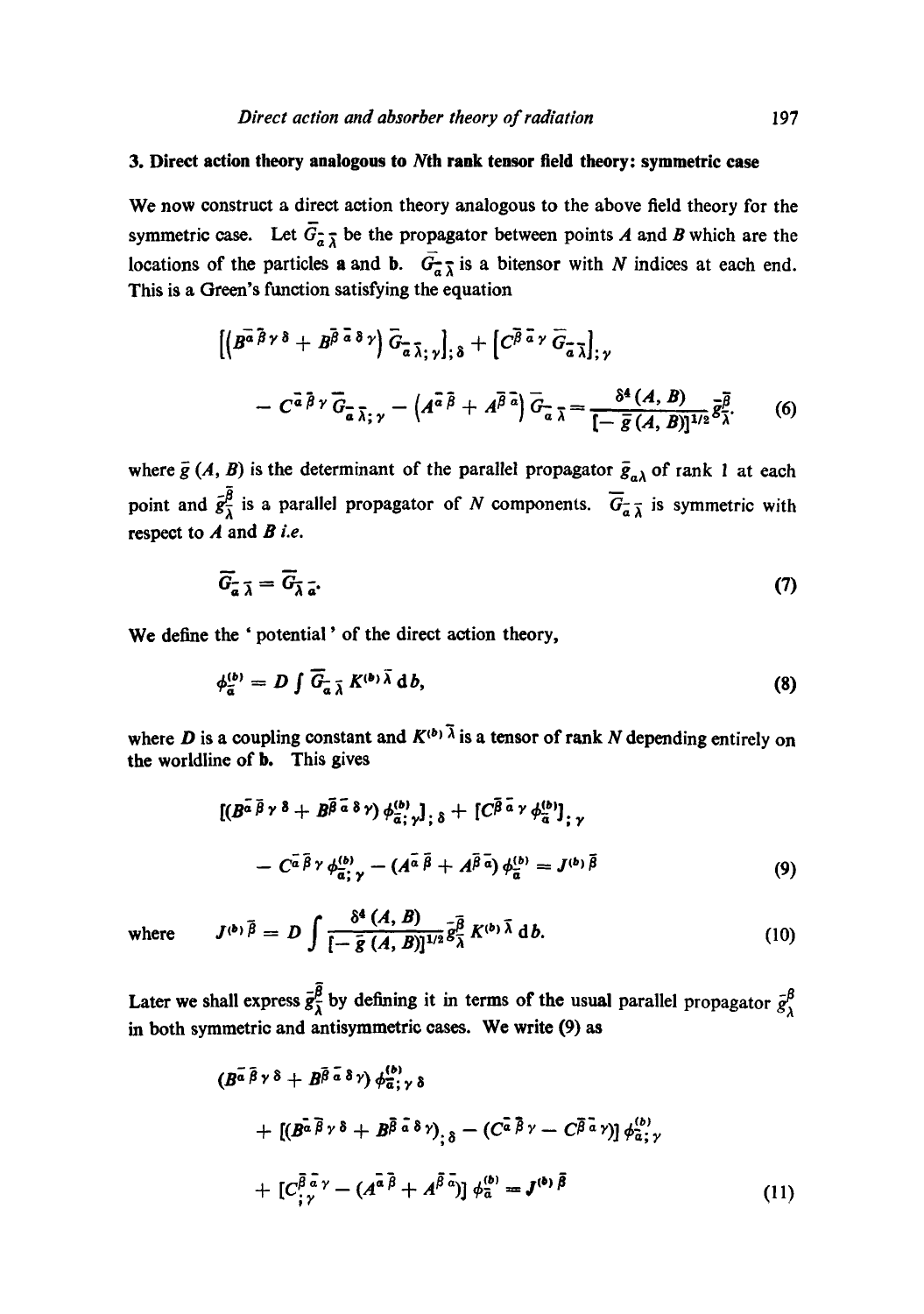## 3. Direct action theory analogous to $N$th rank tensor field theory: symmetric case

We now construct a direct action theory analogous to the above field theory for the symmetric case. Let $\bar{G}_{\bar{a}\bar{\lambda}}$ be the propagator between points $A$ and $B$ which are the locations of the particles **a** and **b**. $\bar{G}_{\bar{a}\bar{\lambda}}$ is a bitensor with $N$ indices at each end. This is a Green's function satisfying the equation

$$
\begin{aligned}
&\left[\left(B^{\bar{a}\bar{\beta}\gamma\delta} + B^{\bar{\beta}\bar{a}\delta\gamma}\right)\bar{G}_{\bar{a}\bar{\lambda};\gamma}\right]_{;\delta} + \left[C^{\bar{\beta}\bar{a}\gamma}\,\bar{G}_{\bar{a}\bar{\lambda}}\right]_{;\gamma} \\
&\quad - C^{\bar{a}\bar{\beta}\gamma}\,\bar{G}_{\bar{a}\bar{\lambda};\gamma} - \left(A^{\bar{a}\bar{\beta}} + A^{\bar{\beta}\bar{a}}\right)\bar{G}_{\bar{a}\bar{\lambda}} = \frac{\delta^4(A,B)}{[-\bar{g}(A,B)]^{1/2}}\,\bar{g}^{\bar{\beta}}_{\bar{\lambda}}.
\end{aligned}
\tag{6}
$$

where $\bar{g}(A, B)$ is the determinant of the parallel propagator $\bar{g}_{a\lambda}$ of rank 1 at each point and $\bar{g}^{\bar{\beta}}_{\bar{\lambda}}$ is a parallel propagator of $N$ components. $\bar{G}_{\bar{a}\bar{\lambda}}$ is symmetric with respect to $A$ and $B$ *i.e.*

$$
\bar{G}_{\bar{a}\bar{\lambda}} = \bar{G}_{\bar{\lambda}\bar{a}}.
\tag{7}
$$

We define the 'potential' of the direct action theory,

$$
\phi^{(b)}_{\bar{a}} = D \int \bar{G}_{\bar{a}\bar{\lambda}}\, K^{(b)\bar{\lambda}}\, \mathrm{d}b,
\tag{8}
$$

where $D$ is a coupling constant and $K^{(b)\bar{\lambda}}$ is a tensor of rank $N$ depending entirely on the worldline of **b**. This gives

$$
\begin{aligned}
&[(B^{\bar{a}\bar{\beta}\gamma\delta} + B^{\bar{\beta}\bar{a}\delta\gamma})\,\phi^{(b)}_{\bar{a};\gamma}]_{;\delta} + [C^{\bar{\beta}\bar{a}\gamma}\,\phi^{(b)}_{\bar{a}}]_{;\gamma} \\
&\quad - C^{\bar{a}\bar{\beta}\gamma}\,\phi^{(b)}_{\bar{a};\gamma} - (A^{\bar{a}\bar{\beta}} + A^{\bar{\beta}\bar{a}})\,\phi^{(b)}_{\bar{a}} = J^{(b)\bar{\beta}}
\end{aligned}
\tag{9}
$$

where

$$
J^{(b)\bar{\beta}} = D \int \frac{\delta^4(A,B)}{[-\bar{g}(A,B)]^{1/2}}\,\bar{g}^{\bar{\beta}}_{\bar{\lambda}}\, K^{(b)\bar{\lambda}}\, \mathrm{d}b.
\tag{10}
$$

Later we shall express $\bar{g}^{\bar{\beta}}_{\bar{\lambda}}$ by defining it in terms of the usual parallel propagator $\bar{g}^{\beta}_{\lambda}$ in both symmetric and antisymmetric cases. We write (9) as

$$
\begin{aligned}
&(B^{\bar{a}\bar{\beta}\gamma\delta} + B^{\bar{\beta}\bar{a}\delta\gamma})\,\phi^{(b)}_{\bar{a};\gamma\delta} \\
&\quad + [(B^{\bar{a}\bar{\beta}\gamma\delta} + B^{\bar{\beta}\bar{a}\delta\gamma})_{;\delta} - (C^{\bar{a}\bar{\beta}\gamma} - C^{\bar{\beta}\bar{a}\gamma})]\,\phi^{(b)}_{\bar{a};\gamma} \\
&\quad + [C^{\bar{\beta}\bar{a}\gamma}_{\ ;\gamma} - (A^{\bar{a}\bar{\beta}} + A^{\bar{\beta}\bar{a}})]\,\phi^{(b)}_{\bar{a}} = J^{(b)\bar{\beta}}
\end{aligned}
\tag{11}
$$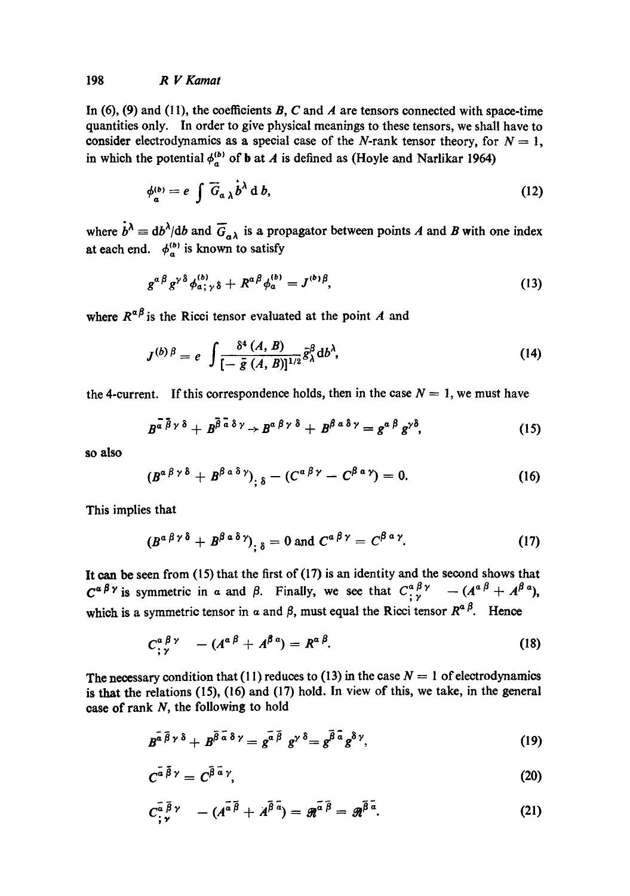In (6), (9) and (11), the coefficients $B$, $C$ and $A$ are tensors connected with space-time quantities only. In order to give physical meanings to these tensors, we shall have to consider electrodynamics as a special case of the $N$-rank tensor theory, for $N = 1$, in which the potential $\phi_a^{(b)}$ of $\mathbf{b}$ at $A$ is defined as (Hoyle and Narlikar 1964)

$$\phi_a^{(b)} = e \int \bar{G}_{a\,\lambda} \dot{b}^{\lambda} \,\mathrm{d}\, b, \tag{12}$$

where $\dot{b}^{\lambda} \equiv \mathrm{d}b^{\lambda}/\mathrm{d}b$ and $\bar{G}_{a\lambda}$ is a propagator between points $A$ and $B$ with one index at each end. $\phi_a^{(b)}$ is known to satisfy

$$g^{\alpha\beta} g^{\gamma\delta} \phi^{(b)}_{a;\gamma\delta} + R^{\alpha\beta} \phi_a^{(b)} = J^{(b)\beta}, \tag{13}$$

where $R^{\alpha\beta}$ is the Ricci tensor evaluated at the point $A$ and

$$J^{(b)\beta} = e \int \frac{\delta^4 (A, B)}{[- \bar{g}\,(A, B)]^{1/2}} \bar{g}^{\beta}_{\lambda} \mathrm{d}b^{\lambda}, \tag{14}$$

the 4-current. If this correspondence holds, then in the case $N = 1$, we must have

$$B^{\bar{\alpha}\bar{\beta}\gamma\delta} + B^{\bar{\beta}\bar{\alpha}\delta\gamma} \rightarrow B^{\alpha\beta\gamma\delta} + B^{\beta\alpha\delta\gamma} = g^{\alpha\beta} g^{\gamma\delta}, \tag{15}$$

so also

$$(B^{\alpha\beta\gamma\delta} + B^{\beta\alpha\delta\gamma})_{;\delta} - (C^{\alpha\beta\gamma} - C^{\beta\alpha\gamma}) = 0. \tag{16}$$

This implies that

$$(B^{\alpha\beta\gamma\delta} + B^{\beta\alpha\delta\gamma})_{;\delta} = 0 \text{ and } C^{\alpha\beta\gamma} = C^{\beta\alpha\gamma}. \tag{17}$$

It can be seen from (15) that the first of (17) is an identity and the second shows that $C^{\alpha\beta\gamma}$ is symmetric in $\alpha$ and $\beta$. Finally, we see that $C^{\alpha\beta\gamma}_{;\gamma} \;\; - (A^{\alpha\beta} + A^{\beta\alpha})$, which is a symmetric tensor in $\alpha$ and $\beta$, must equal the Ricci tensor $R^{\alpha\beta}$. Hence

$$C^{\alpha\beta\gamma}_{;\gamma} \;\; - (A^{\alpha\beta} + A^{\beta\alpha}) = R^{\alpha\beta}. \tag{18}$$

The necessary condition that (11) reduces to (13) in the case $N = 1$ of electrodynamics is that the relations (15), (16) and (17) hold. In view of this, we take, in the general case of rank $N$, the following to hold

$$B^{\bar{\alpha}\bar{\beta}\gamma\delta} + B^{\bar{\beta}\bar{\alpha}\delta\gamma} = g^{\bar{\alpha}\bar{\beta}}\, g^{\gamma\delta} = g^{\bar{\beta}\bar{\alpha}} g^{\delta\gamma}, \tag{19}$$

$$C^{\bar{\alpha}\bar{\beta}\gamma} = C^{\bar{\beta}\bar{\alpha}\gamma}, \tag{20}$$

$$C^{\bar{\alpha}\bar{\beta}\gamma}_{;\gamma} \;\; - (A^{\bar{\alpha}\bar{\beta}} + A^{\bar{\beta}\bar{\alpha}}) = \mathfrak{R}^{\bar{\alpha}\bar{\beta}} = \mathfrak{R}^{\bar{\beta}\bar{\alpha}}. \tag{21}$$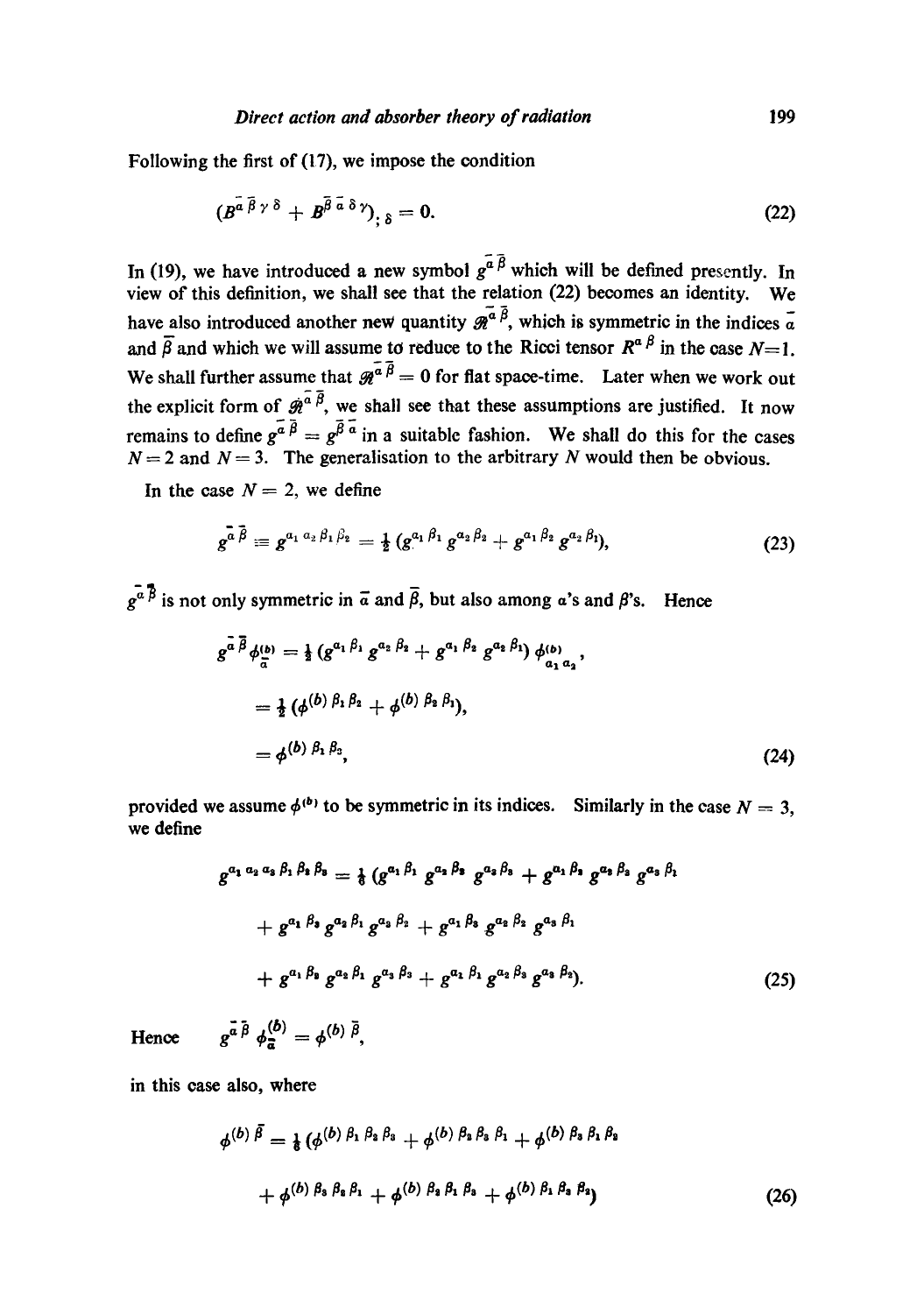Following the first of (17), we impose the condition

$$(B^{\bar{\alpha}\bar{\beta}\gamma\delta} + B^{\bar{\beta}\bar{\alpha}\delta\gamma})_{;\delta} = 0. \tag{22}$$

In (19), we have introduced a new symbol $g^{\bar{\alpha}\bar{\beta}}$ which will be defined presently. In view of this definition, we shall see that the relation (22) becomes an identity. We have also introduced another new quantity $\mathscr{R}^{\bar{\alpha}\bar{\beta}}$, which is symmetric in the indices $\bar{\alpha}$ and $\bar{\beta}$ and which we will assume to reduce to the Ricci tensor $R^{\alpha\beta}$ in the case $N=1$. We shall further assume that $\mathscr{R}^{\bar{\alpha}\bar{\beta}} = 0$ for flat space-time. Later when we work out the explicit form of $\mathscr{R}^{\bar{\alpha}\bar{\beta}}$, we shall see that these assumptions are justified. It now remains to define $g^{\bar{\alpha}\bar{\beta}} = g^{\bar{\beta}\bar{\alpha}}$ in a suitable fashion. We shall do this for the cases $N=2$ and $N=3$. The generalisation to the arbitrary $N$ would then be obvious.

In the case $N=2$, we define

$$g^{\bar{\alpha}\bar{\beta}} \equiv g^{\alpha_1\alpha_2\beta_1\beta_2} = \tfrac{1}{2}(g^{\alpha_1\beta_1}g^{\alpha_2\beta_2} + g^{\alpha_1\beta_2}g^{\alpha_2\beta_1}), \tag{23}$$

$g^{\bar{\alpha}\bar{\beta}}$ is not only symmetric in $\bar{\alpha}$ and $\bar{\beta}$, but also among $\alpha$'s and $\beta$'s. Hence

$$\begin{aligned} g^{\bar{\alpha}\bar{\beta}}\phi^{(b)}_{\bar{\alpha}} &= \tfrac{1}{2}(g^{\alpha_1\beta_1}g^{\alpha_2\beta_2} + g^{\alpha_1\beta_2}g^{\alpha_2\beta_1})\,\phi^{(b)}_{\alpha_1\alpha_2}, \\ &= \tfrac{1}{2}(\phi^{(b)\beta_1\beta_2} + \phi^{(b)\beta_2\beta_1}), \\ &= \phi^{(b)\beta_1\beta_2}, \end{aligned} \tag{24}$$

provided we assume $\phi^{(b)}$ to be symmetric in its indices. Similarly in the case $N=3$, we define

$$\begin{aligned} g^{\alpha_1\alpha_2\alpha_3\beta_1\beta_2\beta_3} = \tfrac{1}{6}(&g^{\alpha_1\beta_1}g^{\alpha_2\beta_2}g^{\alpha_3\beta_3} + g^{\alpha_1\beta_2}g^{\alpha_2\beta_3}g^{\alpha_3\beta_1} \\ &+ g^{\alpha_1\beta_3}g^{\alpha_2\beta_1}g^{\alpha_3\beta_2} + g^{\alpha_1\beta_3}g^{\alpha_2\beta_2}g^{\alpha_3\beta_1} \\ &+ g^{\alpha_1\beta_2}g^{\alpha_2\beta_1}g^{\alpha_3\beta_3} + g^{\alpha_1\beta_1}g^{\alpha_2\beta_3}g^{\alpha_3\beta_2}). \end{aligned} \tag{25}$$

Hence $\quad g^{\bar{\alpha}\bar{\beta}}\phi^{(b)}_{\bar{\alpha}} = \phi^{(b)\bar{\beta}}$,

in this case also, where

$$\begin{aligned} \phi^{(b)\bar{\beta}} = \tfrac{1}{6}(&\phi^{(b)\beta_1\beta_2\beta_3} + \phi^{(b)\beta_2\beta_3\beta_1} + \phi^{(b)\beta_3\beta_1\beta_2} \\ &+ \phi^{(b)\beta_3\beta_2\beta_1} + \phi^{(b)\beta_2\beta_1\beta_3} + \phi^{(b)\beta_1\beta_3\beta_2}) \end{aligned} \tag{26}$$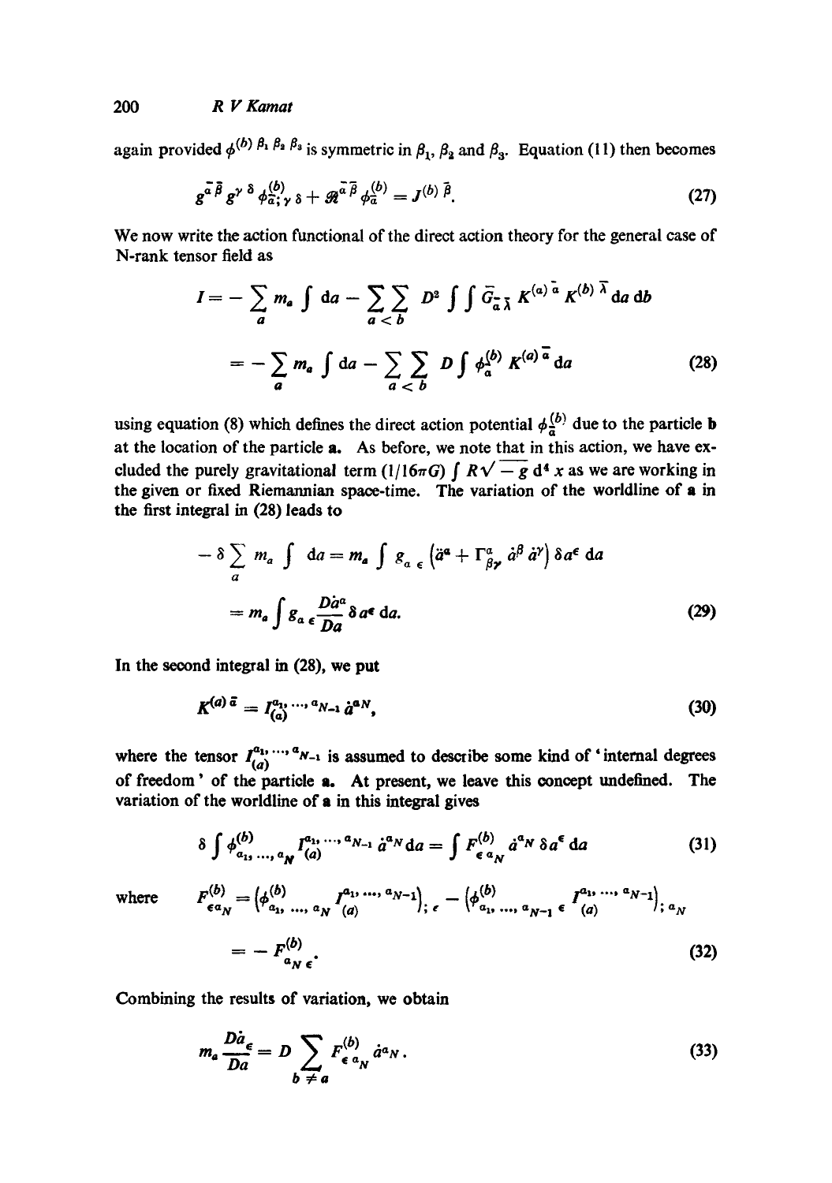again provided $\phi^{(b)\,\beta_1\,\beta_2\,\beta_3}$ is symmetric in $\beta_1$, $\beta_2$ and $\beta_3$. Equation (11) then becomes

$$g^{\bar{a}\,\bar{\beta}}\,g^{\gamma\,\delta}\,\phi^{(b)}_{\bar{a};\,\gamma\,\delta} + \mathscr{R}^{\bar{a}\,\bar{\beta}}\,\phi^{(b)}_{\bar{a}} = J^{(b)\,\bar{\beta}}. \tag{27}$$

We now write the action functional of the direct action theory for the general case of N-rank tensor field as

$$\begin{aligned} I &= -\sum_{a} m_a \int \mathrm{d}a - \sum_{a<b}\sum D^2 \int\int \bar{G}_{\bar{a}\,\bar{\lambda}}\,K^{(a)\,\bar{a}}\,K^{(b)\,\bar{\lambda}}\,\mathrm{d}a\,\mathrm{d}b \\ &= -\sum_{a} m_a \int \mathrm{d}a - \sum_{a<b}\sum D \int \phi^{(b)}_{\bar{a}}\,K^{(a)\,\bar{a}}\,\mathrm{d}a \end{aligned} \tag{28}$$

using equation (8) which defines the direct action potential $\phi^{(b)}_{\bar{a}}$ due to the particle **b** at the location of the particle **a**. As before, we note that in this action, we have excluded the purely gravitational term $(1/16\pi G)\int R\sqrt{-g}\,\mathrm{d}^4 x$ as we are working in the given or fixed Riemannian space-time. The variation of the worldline of **a** in the first integral in (28) leads to

$$\begin{aligned} -\delta \sum_{a} m_a \int \mathrm{d}a &= m_a \int g_{a\,\epsilon}\left(\ddot{a}^{a} + \Gamma^{a}_{\beta\gamma}\,\dot{a}^{\beta}\,\dot{a}^{\gamma}\right)\delta a^{\epsilon}\,\mathrm{d}a \\ &= m_a \int g_{a\,\epsilon}\frac{D\dot{a}^{a}}{Da}\,\delta a^{\epsilon}\,\mathrm{d}a. \end{aligned} \tag{29}$$

In the second integral in (28), we put

$$K^{(a)\,\bar{a}} = I^{a_1,\,\ldots,\,a_{N-1}}_{(a)}\,\dot{a}^{a_N}, \tag{30}$$

where the tensor $I^{a_1,\,\ldots,\,a_{N-1}}_{(a)}$ is assumed to describe some kind of 'internal degrees of freedom' of the particle **a**. At present, we leave this concept undefined. The variation of the worldline of **a** in this integral gives

$$\delta \int \phi^{(b)}_{a_1,\,\ldots,\,a_N}\,I^{a_1,\,\ldots,\,a_{N-1}}_{(a)}\,\dot{a}^{a_N}\,\mathrm{d}a = \int F^{(b)}_{\epsilon\,a_N}\,\dot{a}^{a_N}\,\delta a^{\epsilon}\,\mathrm{d}a \tag{31}$$

where

$$\begin{aligned} F^{(b)}_{\epsilon a_N} &= \left(\phi^{(b)}_{a_1,\,\ldots,\,a_N}\,I^{a_1,\,\ldots,\,a_{N-1}}_{(a)}\right)_{;\,\epsilon} - \left(\phi^{(b)}_{a_1,\,\ldots,\,a_{N-1}\,\epsilon}\,I^{a_1,\,\ldots,\,a_{N-1}}_{(a)}\right)_{;\,a_N} \\ &= -F^{(b)}_{a_N\,\epsilon}. \end{aligned} \tag{32}$$

Combining the results of variation, we obtain

$$m_a\frac{D\dot{a}_{\epsilon}}{Da} = D\sum_{b\neq a} F^{(b)}_{\epsilon\,a_N}\,\dot{a}^{a_N}. \tag{33}$$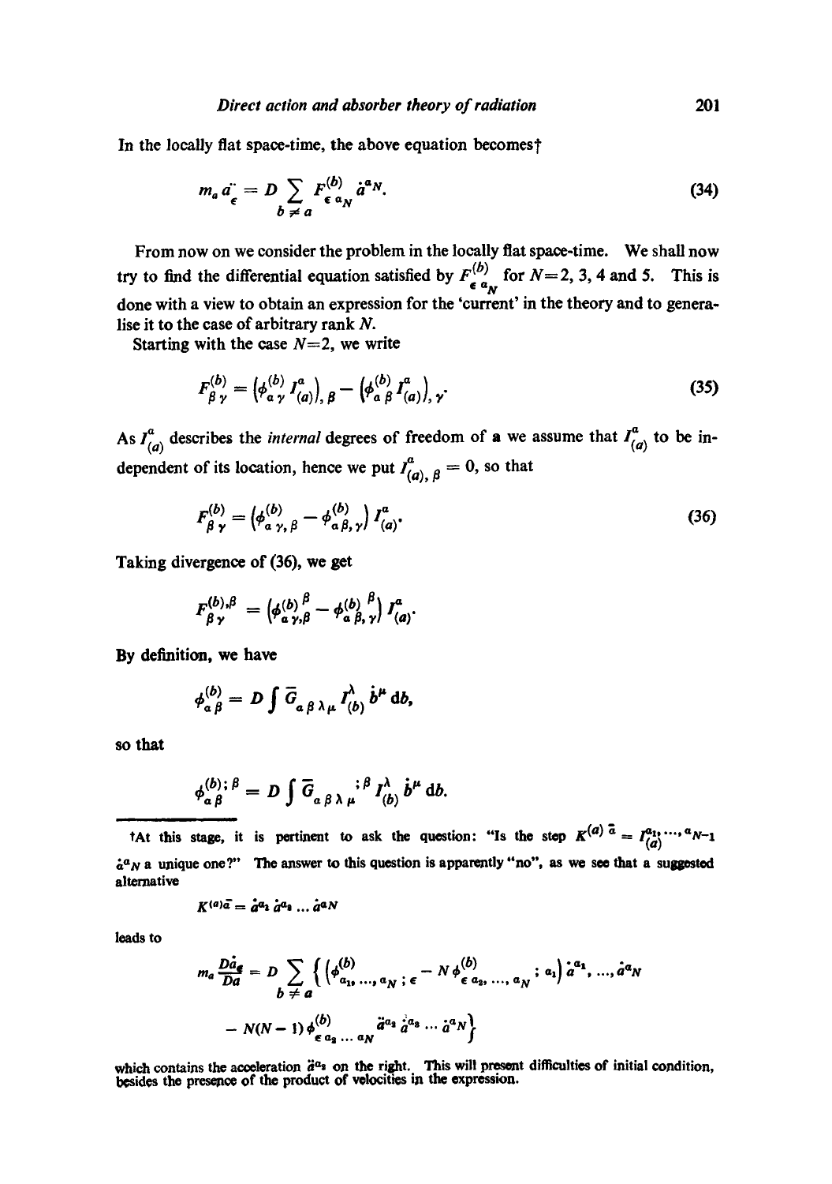In the locally flat space-time, the above equation becomes†

$$m_a \ddot{a}_\epsilon = D \sum_{b \neq a} F^{(b)}_{\epsilon\, a_N} \dot{a}^{a_N}. \tag{34}$$

From now on we consider the problem in the locally flat space-time. We shall now try to find the differential equation satisfied by $F^{(b)}_{\epsilon\, a_N}$ for $N=2$, 3, 4 and 5. This is done with a view to obtain an expression for the 'current' in the theory and to generalise it to the case of arbitrary rank $N$.

Starting with the case $N=2$, we write

$$F^{(b)}_{\beta\gamma} = \left(\phi^{(b)}_{\alpha\gamma} I^{\alpha}_{(a)}\right)_{,\beta} - \left(\phi^{(b)}_{\alpha\beta} I^{\alpha}_{(a)}\right)_{,\gamma}. \tag{35}$$

As $I^{\alpha}_{(a)}$ describes the *internal* degrees of freedom of a we assume that $I^{\alpha}_{(a)}$ to be independent of its location, hence we put $I^{\alpha}_{(a),\beta} = 0$, so that

$$F^{(b)}_{\beta\gamma} = \left(\phi^{(b)}_{\alpha\gamma,\beta} - \phi^{(b)}_{\alpha\beta,\gamma}\right) I^{\alpha}_{(a)}. \tag{36}$$

Taking divergence of (36), we get

$$F^{(b),\beta}_{\beta\gamma} = \left(\phi^{(b)\ \beta}_{\alpha\gamma,\beta} - \phi^{(b)\ \beta}_{\alpha\beta,\gamma}\right) I^{\alpha}_{(a)}.$$

By definition, we have

$$\phi^{(b)}_{\alpha\beta} = D \int \bar{G}_{\alpha\beta\lambda\mu} I^{\lambda}_{(b)} \dot{b}^{\mu}\, \mathrm{d}b,$$

so that

$$\phi^{(b);\beta}_{\alpha\beta} = D \int \bar{G}_{\alpha\beta\lambda\mu}{}^{;\beta} I^{\lambda}_{(b)} \dot{b}^{\mu}\, \mathrm{d}b.$$

---

†At this stage, it is pertinent to ask the question: "Is the step $K^{(a)\bar{a}} = I^{a_1,\ldots,a_{N-1}}_{(a)} \dot{a}^{a_N}$ a unique one?" The answer to this question is apparently "no", as we see that a suggested alternative

$$K^{(a)\bar{a}} = \dot{a}^{a_1} \dot{a}^{a_2} \ldots \dot{a}^{a_N}$$

leads to

$$m_a \frac{D\dot{a}_\epsilon}{Da} = D \sum_{b \neq a} \Big\{ \left(\phi^{(b)}_{a_1,\ldots,a_N;\epsilon} - N\phi^{(b)}_{\epsilon\, a_2,\ldots,a_N};{}_{a_1}\right) \dot{a}^{a_1},\ldots,\dot{a}^{a_N}$$

$$- N(N-1)\phi^{(b)}_{\epsilon\, a_2\ldots a_N} \ddot{a}^{a_2} \dot{a}^{a_3} \ldots \dot{a}^{a_N} \Big\}$$

which contains the acceleration $\ddot{a}^{a_2}$ on the right. This will present difficulties of initial condition, besides the presence of the product of velocities in the expression.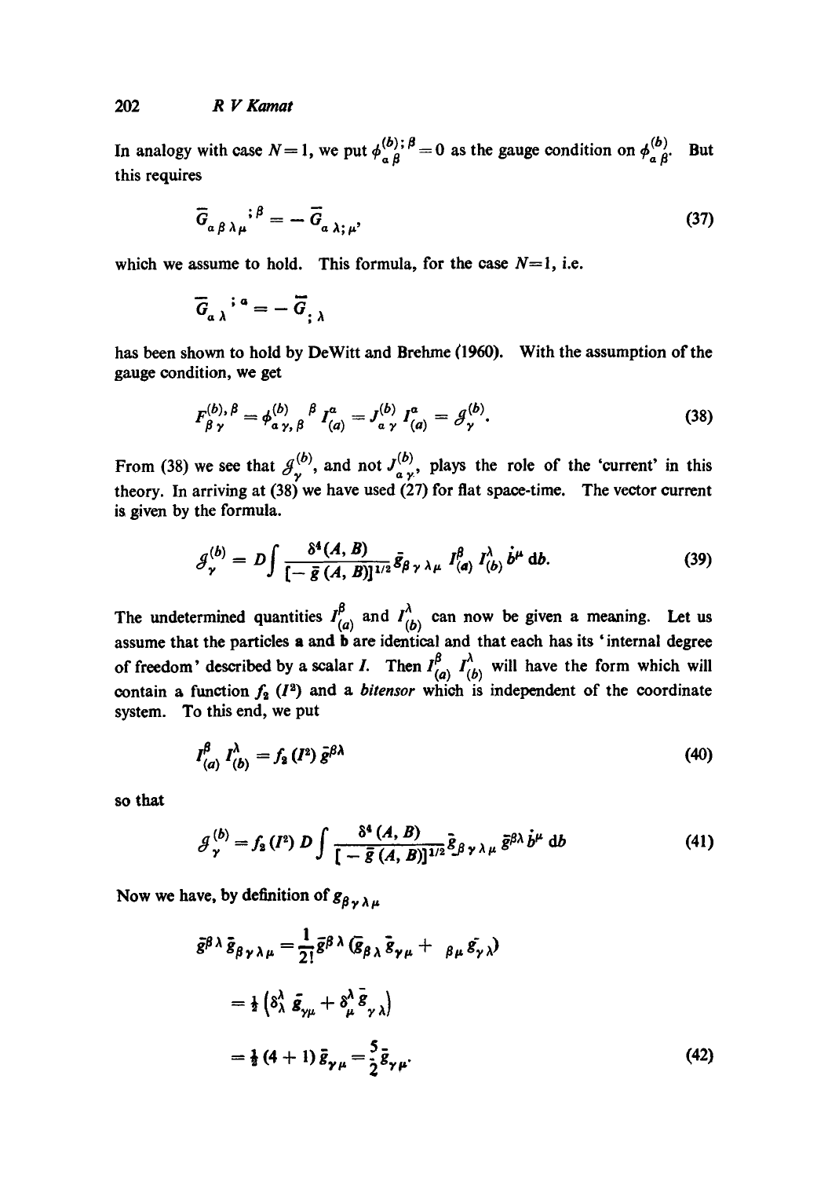In analogy with case $N=1$, we put $\phi^{(b);\,\beta}_{\alpha\beta} = 0$ as the gauge condition on $\phi^{(b)}_{\alpha\beta}$. But this requires

$$\bar{G}_{\alpha\beta\lambda\mu}{}^{;\,\beta} = -\bar{G}_{\alpha\,\lambda;\,\mu}, \tag{37}$$

which we assume to hold. This formula, for the case $N=1$, i.e.

$$\bar{G}_{\alpha\,\lambda}{}^{;\,\alpha} = -\bar{G}_{;\,\lambda}$$

has been shown to hold by DeWitt and Brehme (1960). With the assumption of the gauge condition, we get

$$F^{(b),\,\beta}_{\beta\,\gamma} = \phi^{(b)}_{\alpha\,\gamma,\,\beta}{}^{\beta}\, I^{\alpha}_{(a)} = J^{(b)}_{\alpha\,\gamma}\, I^{\alpha}_{(a)} = \mathcal{J}^{(b)}_{\gamma}. \tag{38}$$

From (38) we see that $\mathcal{J}^{(b)}_{\gamma}$, and not $J^{(b)}_{\alpha\,\gamma}$, plays the role of the 'current' in this theory. In arriving at (38) we have used (27) for flat space-time. The vector current is given by the formula.

$$\mathcal{J}^{(b)}_{\gamma} = D\int \frac{\delta^4(A,B)}{[-\bar{g}(A,B)]^{1/2}}\bar{g}_{\beta\,\gamma\,\lambda\,\mu}\, I^{\beta}_{(a)}\, I^{\lambda}_{(b)}\, \dot{b}^{\mu}\, \mathrm{d}b. \tag{39}$$

The undetermined quantities $I^{\beta}_{(a)}$ and $I^{\lambda}_{(b)}$ can now be given a meaning. Let us assume that the particles **a** and **b** are identical and that each has its 'internal degree of freedom' described by a scalar $I$. Then $I^{\beta}_{(a)}\, I^{\lambda}_{(b)}$ will have the form which will contain a function $f_2\,(I^2)$ and a *bitensor* which is independent of the coordinate system. To this end, we put

$$I^{\beta}_{(a)}\, I^{\lambda}_{(b)} = f_2\,(I^2)\, \bar{g}^{\beta\lambda} \tag{40}$$

so that

$$\mathcal{J}^{(b)}_{\gamma} = f_2\,(I^2)\, D\int \frac{\delta^4(A,B)}{[-\bar{g}(A,B)]^{1/2}}\bar{g}_{\beta\,\gamma\,\lambda\,\mu}\, \bar{g}^{\beta\lambda}\, \dot{b}^{\mu}\, \mathrm{d}b \tag{41}$$

Now we have, by definition of $g_{\beta\,\gamma\,\lambda\,\mu}$

$$\begin{aligned}
\bar{g}^{\beta\lambda}\, \bar{g}_{\beta\,\gamma\,\lambda\,\mu} &= \frac{1}{2!}\bar{g}^{\beta\lambda}\,(\bar{g}_{\beta\,\lambda}\,\bar{g}_{\gamma\,\mu} + {}_{\beta\,\mu}\bar{g}_{\gamma\,\lambda}) \\
&= \tfrac{1}{2}\left(\delta^{\lambda}_{\lambda}\, \bar{g}_{\gamma\mu} + \delta^{\lambda}_{\mu}\,\bar{g}_{\gamma\,\lambda}\right) \\
&= \tfrac{1}{2}\,(4+1)\,\bar{g}_{\gamma\,\mu} = \frac{5}{2}\bar{g}_{\gamma\,\mu}.
\end{aligned} \tag{42}$$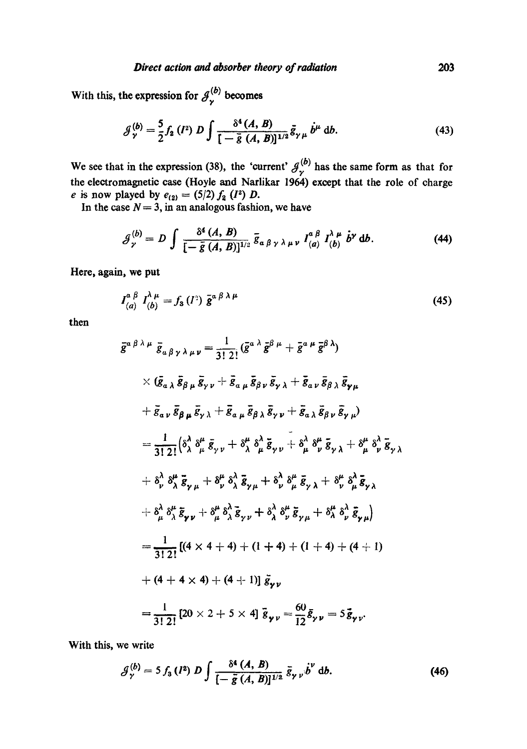With this, the expression for $\mathcal{J}_\gamma^{(b)}$ becomes

$$\mathcal{J}_\gamma^{(b)} = \frac{5}{2} f_2 (I^2)\, D \int \frac{\delta^4 (A, B)}{[-\bar{g}(A, B)]^{1/2}} \bar{g}_{\gamma\mu}\, \dot{b}^\mu \,\mathrm{d}b. \tag{43}$$

We see that in the expression (38), the 'current' $\mathcal{J}_\gamma^{(b)}$ has the same form as that for the electromagnetic case (Hoyle and Narlikar 1964) except that the role of charge $e$ is now played by $e_{(2)} = (5/2) f_2 (I^2) D$.

In the case $N = 3$, in an analogous fashion, we have

$$\mathcal{J}_\gamma^{(b)} = D \int \frac{\delta^4 (A, B)}{[-\bar{g}(A, B)]^{1/2}} \bar{g}_{\alpha\beta\gamma\lambda\mu\nu}\, I_{(a)}^{\alpha\beta}\, I_{(b)}^{\lambda\mu}\, \dot{b}^\nu \,\mathrm{d}b. \tag{44}$$

Here, again, we put

$$I_{(a)}^{\alpha\beta}\, I_{(b)}^{\lambda\mu} = f_3 (I^2)\, \bar{g}^{\alpha\beta\lambda\mu} \tag{45}$$

then

$$\begin{aligned}
\bar{g}^{\alpha\beta\lambda\mu}\, \bar{g}_{\alpha\beta\gamma\lambda\mu\nu} &= \frac{1}{3!\,2!} (\bar{g}^{\alpha\lambda} \bar{g}^{\beta\mu} + \bar{g}^{\alpha\mu} \bar{g}^{\beta\lambda}) \\
&\times (\bar{g}_{\alpha\lambda} \bar{g}_{\beta\mu} \bar{g}_{\gamma\nu} + \bar{g}_{\alpha\mu} \bar{g}_{\beta\nu} \bar{g}_{\gamma\lambda} + \bar{g}_{\alpha\nu} \bar{g}_{\beta\lambda} \bar{g}_{\gamma\mu} \\
&+ \bar{g}_{\alpha\nu} \bar{g}_{\beta\mu} \bar{g}_{\gamma\lambda} + \bar{g}_{\alpha\mu} \bar{g}_{\beta\lambda} \bar{g}_{\gamma\nu} + \bar{g}_{\alpha\lambda} \bar{g}_{\beta\nu} \bar{g}_{\gamma\mu}) \\
&= \frac{1}{3!\,2!} \Big( \delta^\lambda_\lambda \delta^\mu_\mu \bar{g}_{\gamma\nu} + \delta^\mu_\lambda \delta^\lambda_\mu \bar{g}_{\gamma\nu} + \delta^\lambda_\mu \delta^\mu_\nu \bar{g}_{\gamma\lambda} + \delta^\mu_\mu \delta^\lambda_\nu \bar{g}_{\gamma\lambda} \\
&+ \delta^\lambda_\nu \delta^\mu_\lambda \bar{g}_{\gamma\mu} + \delta^\mu_\nu \delta^\lambda_\lambda \bar{g}_{\gamma\mu} + \delta^\lambda_\nu \delta^\mu_\mu \bar{g}_{\gamma\lambda} + \delta^\mu_\nu \delta^\lambda_\mu \bar{g}_{\gamma\lambda} \\
&+ \delta^\lambda_\mu \delta^\mu_\lambda \bar{g}_{\gamma\nu} + \delta^\mu_\mu \delta^\lambda_\lambda \bar{g}_{\gamma\nu} + \delta^\lambda_\lambda \delta^\mu_\nu \bar{g}_{\gamma\mu} + \delta^\mu_\lambda \delta^\lambda_\nu \bar{g}_{\gamma\mu} \Big) \\
&= \frac{1}{3!\,2!} [(4 \times 4 + 4) + (1 + 4) + (1 + 4) + (4 + 1) \\
&+ (4 + 4 \times 4) + (4 + 1)]\, \bar{g}_{\gamma\nu} \\
&= \frac{1}{3!\,2!} [20 \times 2 + 5 \times 4]\, \bar{g}_{\gamma\nu} = \frac{60}{12} \bar{g}_{\gamma\nu} = 5 \bar{g}_{\gamma\nu}.
\end{aligned}$$

With this, we write

$$\mathcal{J}_\gamma^{(b)} = 5 f_3 (I^2)\, D \int \frac{\delta^4 (A, B)}{[-\bar{g}(A, B)]^{1/2}} \bar{g}_{\gamma\nu}\, \dot{b}^\nu \,\mathrm{d}b. \tag{46}$$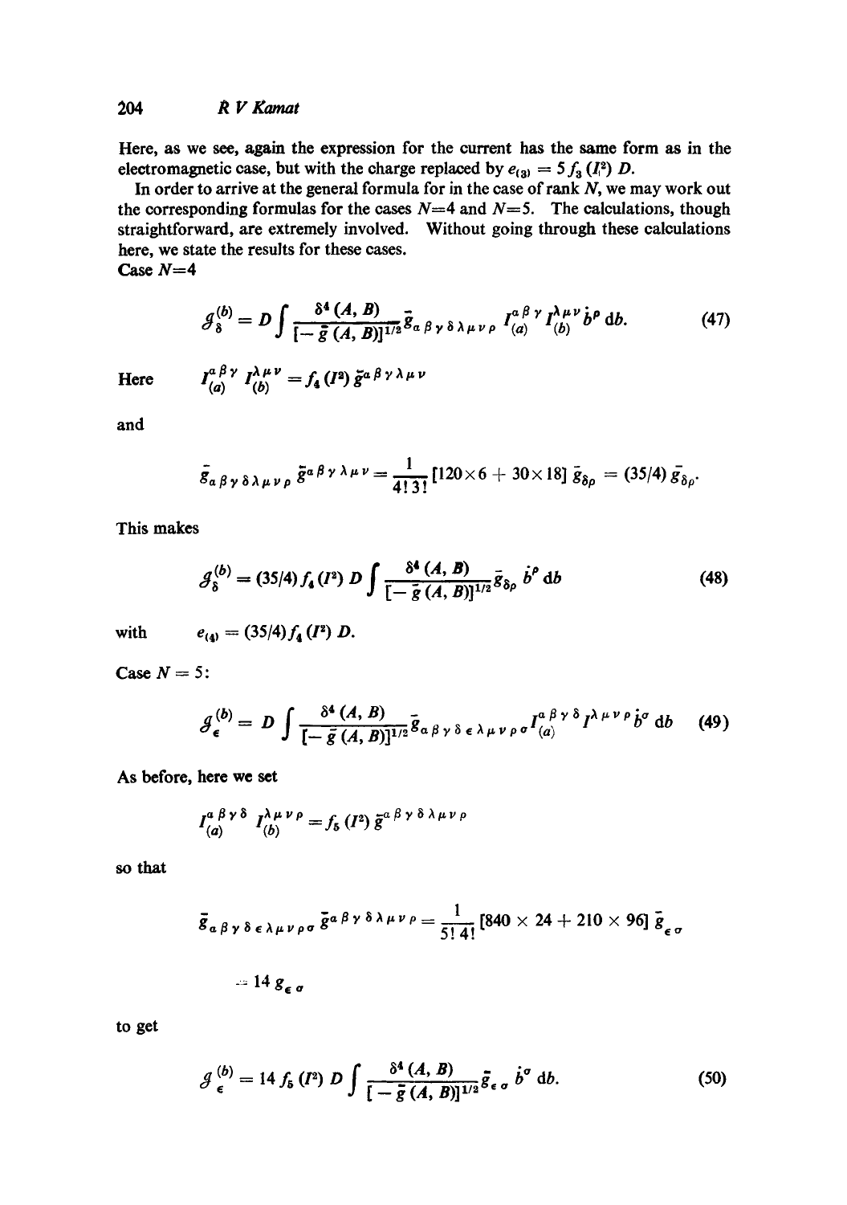Here, as we see, again the expression for the current has the same form as in the electromagnetic case, but with the charge replaced by $e_{(3)} = 5 f_3 (I_i^2) D$.

In order to arrive at the general formula for in the case of rank $N$, we may work out the corresponding formulas for the cases $N=4$ and $N=5$. The calculations, though straightforward, are extremely involved. Without going through these calculations here, we state the results for these cases.

Case $N=4$

$$\mathcal{J}_{\delta}^{(b)} = D \int \frac{\delta^4 (A, B)}{[-\bar{g}(A, B)]^{1/2}} \bar{g}_{\alpha\beta\gamma\delta\lambda\mu\nu\rho} \, I_{(a)}^{\alpha\beta\gamma} I_{(b)}^{\lambda\mu\nu} \dot{b}^{\rho} \, \mathrm{d}b. \tag{47}$$

Here $\quad I_{(a)}^{\alpha\beta\gamma} \, I_{(b)}^{\lambda\mu\nu} = f_4 (I^2) \, \bar{g}^{\alpha\beta\gamma\lambda\mu\nu}$

and

$$\bar{g}_{\alpha\beta\gamma\delta\lambda\mu\nu\rho} \, \bar{g}^{\alpha\beta\gamma\lambda\mu\nu} = \frac{1}{4!\,3!} [120 \times 6 + 30 \times 18] \, \bar{g}_{\delta\rho} = (35/4) \, \bar{g}_{\delta\rho}.$$

This makes

$$\mathcal{J}_{\delta}^{(b)} = (35/4) f_4 (I^2) \, D \int \frac{\delta^4 (A, B)}{[-\bar{g}(A, B)]^{1/2}} \bar{g}_{\delta\rho} \, \dot{b}^{\rho} \, \mathrm{d}b \tag{48}$$

with $\quad e_{(4)} = (35/4) f_4 (I^2) \, D.$

Case $N = 5$:

$$\mathcal{J}_{\epsilon}^{(b)} = D \int \frac{\delta^4 (A, B)}{[-\bar{g}(A, B)]^{1/2}} \bar{g}_{\alpha\beta\gamma\delta\epsilon\lambda\mu\nu\rho\sigma} \, I_{(a)}^{\alpha\beta\gamma\delta} I^{\lambda\mu\nu\rho} \dot{b}^{\sigma} \, \mathrm{d}b \tag{49}$$

As before, here we set

$$I_{(a)}^{\alpha\beta\gamma\delta} \, I_{(b)}^{\lambda\mu\nu\rho} = f_5 (I^2) \, \bar{g}^{\alpha\beta\gamma\delta\lambda\mu\nu\rho}$$

so that

$$\bar{g}_{\alpha\beta\gamma\delta\epsilon\lambda\mu\nu\rho\sigma} \, \bar{g}^{\alpha\beta\gamma\delta\lambda\mu\nu\rho} = \frac{1}{5!\,4!} [840 \times 24 + 210 \times 96] \, \bar{g}_{\epsilon\sigma}$$

$$= 14 \, g_{\epsilon\sigma}$$

to get

$$\mathcal{J}_{\epsilon}^{(b)} = 14 f_5 (I^2) \, D \int \frac{\delta^4 (A, B)}{[-\bar{g}(A, B)]^{1/2}} \bar{g}_{\epsilon\sigma} \, \dot{b}^{\sigma} \, \mathrm{d}b. \tag{50}$$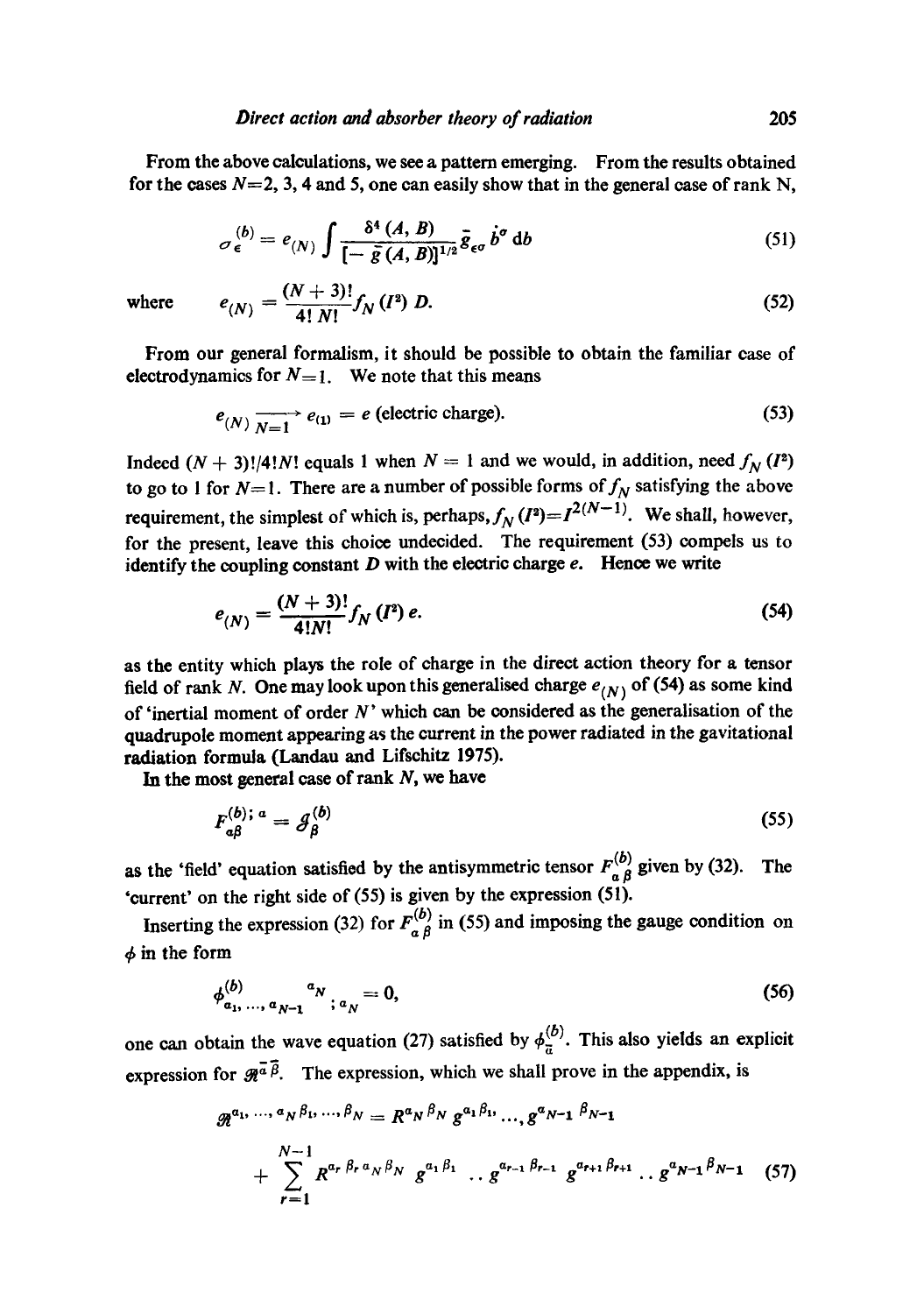From the above calculations, we see a pattern emerging. From the results obtained for the cases $N=2$, 3, 4 and 5, one can easily show that in the general case of rank N,

$$\sigma_{\epsilon}^{(b)} = e_{(N)} \int \frac{\delta^4(A, B)}{[-\bar{g}(A, B)]^{1/2}} \bar{g}_{\epsilon\sigma} \dot{b}^{\sigma} \, db \tag{51}$$

where
$$e_{(N)} = \frac{(N+3)!}{4!\, N!} f_N(I^2)\, D. \tag{52}$$

From our general formalism, it should be possible to obtain the familiar case of electrodynamics for $N=1$. We note that this means

$$e_{(N)} \xrightarrow[N=1]{} e_{(1)} = e \text{ (electric charge)}. \tag{53}$$

Indeed $(N+3)!/4!N!$ equals 1 when $N=1$ and we would, in addition, need $f_N(I^2)$ to go to 1 for $N=1$. There are a number of possible forms of $f_N$ satisfying the above requirement, the simplest of which is, perhaps, $f_N(I^2) = I^{2(N-1)}$. We shall, however, for the present, leave this choice undecided. The requirement (53) compels us to identify the coupling constant $D$ with the electric charge $e$. Hence we write

$$e_{(N)} = \frac{(N+3)!}{4!N!} f_N(I^2)\, e. \tag{54}$$

as the entity which plays the role of charge in the direct action theory for a tensor field of rank $N$. One may look upon this generalised charge $e_{(N)}$ of (54) as some kind of 'inertial moment of order $N$' which can be considered as the generalisation of the quadrupole moment appearing as the current in the power radiated in the gavitational radiation formula (Landau and Lifschitz 1975).

In the most general case of rank $N$, we have

$$F_{\alpha\beta}^{(b);\,\alpha} = \mathcal{J}_{\beta}^{(b)} \tag{55}$$

as the 'field' equation satisfied by the antisymmetric tensor $F_{\alpha\beta}^{(b)}$ given by (32). The 'current' on the right side of (55) is given by the expression (51).

Inserting the expression (32) for $F_{\alpha\beta}^{(b)}$ in (55) and imposing the gauge condition on $\phi$ in the form

$$\phi^{(b)}_{\alpha_1, \ldots, \alpha_{N-1}}{}^{\alpha_N}{}_{;\,\alpha_N} = 0, \tag{56}$$

one can obtain the wave equation (27) satisfied by $\phi_{\bar{\alpha}}^{(b)}$. This also yields an explicit expression for $\mathcal{R}^{\bar{\alpha}\bar{\beta}}$. The expression, which we shall prove in the appendix, is

$$\mathcal{R}^{\alpha_1, \ldots, \alpha_N \beta_1, \ldots, \beta_N} = R^{\alpha_N \beta_N} g^{\alpha_1 \beta_1}, \ldots, g^{\alpha_{N-1} \beta_{N-1}}$$
$$+ \sum_{r=1}^{N-1} R^{\alpha_r \beta_r \alpha_N \beta_N} g^{\alpha_1 \beta_1} \ldots g^{\alpha_{r-1} \beta_{r-1}} g^{\alpha_{r+1} \beta_{r+1}} \ldots g^{\alpha_{N-1} \beta_{N-1}} \tag{57}$$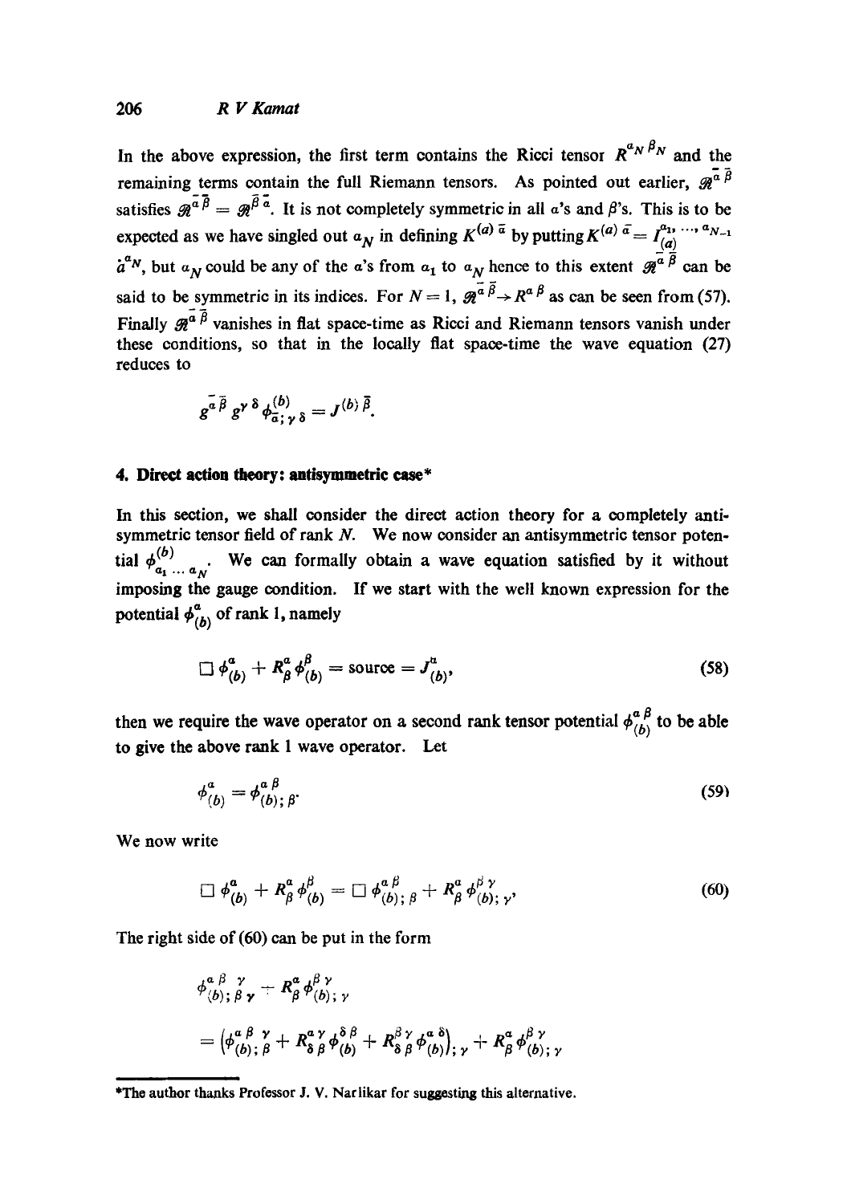In the above expression, the first term contains the Ricci tensor $R^{\alpha_N \beta_N}$ and the remaining terms contain the full Riemann tensors. As pointed out earlier, $\mathscr{R}^{\bar{\alpha}\bar{\beta}}$ satisfies $\mathscr{R}^{\bar{\alpha}\bar{\beta}} = \mathscr{R}^{\bar{\beta}\bar{\alpha}}$. It is not completely symmetric in all $\alpha$'s and $\beta$'s. This is to be expected as we have singled out $\alpha_N$ in defining $K^{(a)\bar{\alpha}}$ by putting $K^{(a)\bar{\alpha}} = I^{\alpha_1, \ldots, \alpha_{N-1}}_{(a)}$ $\dot{a}^{\alpha_N}$, but $\alpha_N$ could be any of the $\alpha$'s from $\alpha_1$ to $\alpha_N$ hence to this extent $\mathscr{R}^{\bar{\alpha}\bar{\beta}}$ can be said to be symmetric in its indices. For $N = 1$, $\mathscr{R}^{\bar{\alpha}\bar{\beta}} \to R^{\alpha\beta}$ as can be seen from (57). Finally $\mathscr{R}^{\bar{\alpha}\bar{\beta}}$ vanishes in flat space-time as Ricci and Riemann tensors vanish under these conditions, so that in the locally flat space-time the wave equation (27) reduces to

$$g^{\bar{\alpha}\bar{\beta}} g^{\gamma\delta} \phi^{(b)}_{\bar{\alpha};\gamma\delta} = J^{(b)\bar{\beta}}.$$

## 4. Direct action theory: antisymmetric case*

In this section, we shall consider the direct action theory for a completely antisymmetric tensor field of rank $N$. We now consider an antisymmetric tensor potential $\phi^{(b)}_{\alpha_1 \ldots \alpha_N}$. We can formally obtain a wave equation satisfied by it without imposing the gauge condition. If we start with the well known expression for the potential $\phi^{\alpha}_{(b)}$ of rank 1, namely

$$\square \phi^{\alpha}_{(b)} + R^{\alpha}_{\beta} \phi^{\beta}_{(b)} = \text{source} = J^{\alpha}_{(b)}, \tag{58}$$

then we require the wave operator on a second rank tensor potential $\phi^{\alpha\beta}_{(b)}$ to be able to give the above rank 1 wave operator. Let

$$\phi^{\alpha}_{(b)} = \phi^{\alpha\beta}_{(b);\beta}. \tag{59}$$

We now write

$$\square \phi^{\alpha}_{(b)} + R^{\alpha}_{\beta} \phi^{\beta}_{(b)} = \square \phi^{\alpha\beta}_{(b);\beta} + R^{\alpha}_{\beta} \phi^{\beta\gamma}_{(b);\gamma}, \tag{60}$$

The right side of (60) can be put in the form

$$\phi^{\alpha\beta\ \ \gamma}_{(b);\beta\gamma} + R^{\alpha}_{\beta} \phi^{\beta\gamma}_{(b);\gamma}$$

$$= \left(\phi^{\alpha\beta\ \ \gamma}_{(b);\beta} + R^{\alpha\gamma}_{\ \ \delta\beta} \phi^{\delta\beta}_{(b)} + R^{\beta\gamma}_{\ \ \delta\beta} \phi^{\alpha\delta}_{(b)}\right)_{;\gamma} + R^{\alpha}_{\beta} \phi^{\beta\gamma}_{(b);\gamma}$$

*The author thanks Professor J. V. Narlikar for suggesting this alternative.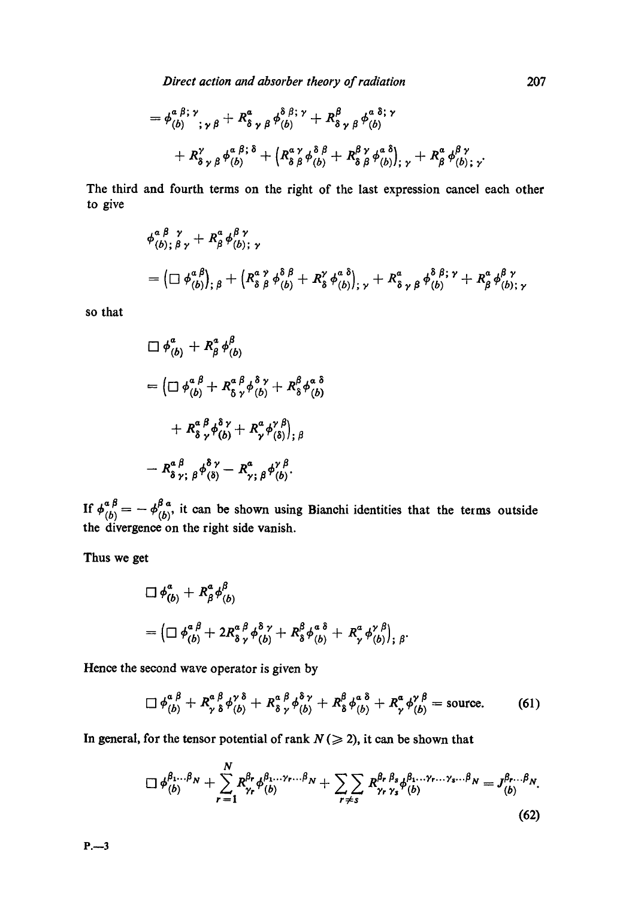$$= \phi_{(b)}^{\alpha\beta;\gamma}{}_{;\gamma\beta} + R^{\alpha}_{\delta\gamma\beta}\phi_{(b)}^{\delta\beta;\gamma} + R^{\beta}_{\delta\gamma\beta}\phi_{(b)}^{\alpha\delta;\gamma}$$

$$+ R^{\gamma}_{\delta\gamma\beta}\phi_{(b)}^{\alpha\beta;\delta} + \left(R^{\alpha\gamma}_{\delta\beta}\phi_{(b)}^{\delta\beta} + R^{\beta\gamma}_{\delta\beta}\phi_{(b)}^{\alpha\delta}\right)_{;\gamma} + R^{\alpha}_{\beta}\phi_{(b);\gamma}^{\beta\gamma}.$$

The third and fourth terms on the right of the last expression cancel each other to give

$$\phi_{(b);\beta\gamma}^{\alpha\beta\;\;\gamma} + R^{\alpha}_{\beta}\phi_{(b);\gamma}^{\beta\gamma}$$

$$= \left(\Box\phi_{(b)}^{\alpha\beta}\right)_{;\beta} + \left(R^{\alpha\gamma}_{\delta\beta}\phi_{(b)}^{\delta\beta} + R^{\gamma}_{\delta}\phi_{(b)}^{\alpha\delta}\right)_{;\gamma} + R^{\alpha}_{\delta\gamma\beta}\phi_{(b)}^{\delta\beta;\gamma} + R^{\alpha}_{\beta}\phi_{(b);\gamma}^{\beta\gamma}$$

so that

$$\Box\phi_{(b)}^{\alpha} + R^{\alpha}_{\beta}\phi_{(b)}^{\beta}$$

$$= \left(\Box\phi_{(b)}^{\alpha\beta} + R^{\alpha\beta}_{\delta\gamma}\phi_{(b)}^{\delta\gamma} + R^{\beta}_{\delta}\phi_{(b)}^{\alpha\delta}\right.$$

$$\left. + R^{\alpha\;\beta}_{\delta\;\gamma}\phi_{(b)}^{\delta\gamma} + R^{\alpha}_{\gamma}\phi_{(\delta)}^{\gamma\beta}\right)_{;\beta}$$

$$- R^{\alpha\beta}_{\delta\gamma;\beta}\phi_{(\delta)}^{\delta\gamma} - R^{\alpha}_{\gamma;\beta}\phi_{(b)}^{\gamma\beta}.$$

If $\phi_{(b)}^{\alpha\beta} = -\phi_{(b)}^{\beta\alpha}$, it can be shown using Bianchi identities that the terms outside the divergence on the right side vanish.

Thus we get

$$\Box\phi_{(b)}^{\alpha} + R^{\alpha}_{\beta}\phi_{(b)}^{\beta}$$

$$= \left(\Box\phi_{(b)}^{\alpha\beta} + 2R^{\alpha\;\beta}_{\delta\;\gamma}\phi_{(b)}^{\delta\gamma} + R^{\beta}_{\delta}\phi_{(b)}^{\alpha\delta} + R^{\alpha}_{\gamma}\phi_{(b)}^{\gamma\beta}\right)_{;\beta}.$$

Hence the second wave operator is given by

$$\Box\phi_{(b)}^{\alpha\beta} + R^{\alpha\beta}_{\gamma\delta}\phi_{(b)}^{\gamma\delta} + R^{\alpha\;\beta}_{\delta\;\gamma}\phi_{(b)}^{\delta\gamma} + R^{\beta}_{\delta}\phi_{(b)}^{\alpha\delta} + R^{\alpha}_{\gamma}\phi_{(b)}^{\gamma\beta} = \text{source}. \tag{61}$$

In general, for the tensor potential of rank $N\,(\geqslant 2)$, it can be shown that

$$\Box\phi_{(b)}^{\beta_1\ldots\beta_N} + \sum_{r=1}^{N} R^{\beta_r}_{\gamma_r}\phi_{(b)}^{\beta_1\ldots\gamma_r\ldots\beta_N} + \sum_{r\neq s}\sum R^{\beta_r\beta_s}_{\gamma_r\gamma_s}\phi_{(b)}^{\beta_1\ldots\gamma_r\ldots\gamma_s\ldots\beta_N} = J_{(b)}^{\beta_r\ldots\beta_N}. \tag{62}$$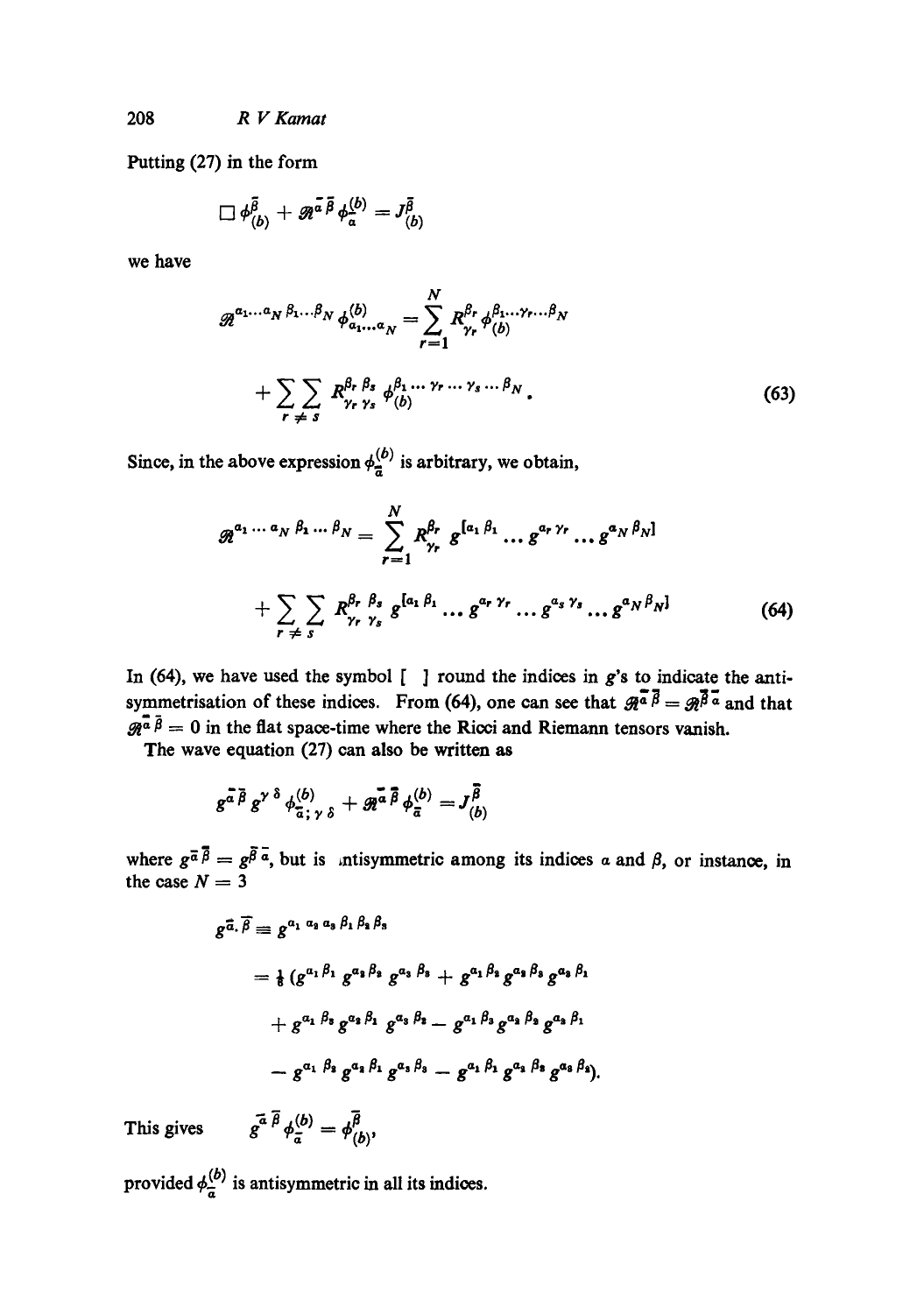Putting (27) in the form

$$\Box \phi^{\bar{\beta}}_{(b)} + \mathscr{R}^{\bar{\alpha}\bar{\beta}} \phi^{(b)}_{\bar{\alpha}} = J^{\bar{\beta}}_{(b)}$$

we have

$$\mathscr{R}^{\alpha_1 \ldots \alpha_N \beta_1 \ldots \beta_N} \phi^{(b)}_{\alpha_1 \ldots \alpha_N} = \sum_{r=1}^{N} R^{\beta_r}_{\gamma_r} \phi^{\beta_1 \ldots \gamma_r \ldots \beta_N}_{(b)}$$

$$+ \sum_{r \neq s} \sum R^{\beta_r \beta_s}_{\gamma_r \gamma_s} \phi^{\beta_1 \ldots \gamma_r \ldots \gamma_s \ldots \beta_N}_{(b)}. \tag{63}$$

Since, in the above expression $\phi^{(b)}_{\bar{\alpha}}$ is arbitrary, we obtain,

$$\mathscr{R}^{\alpha_1 \ldots \alpha_N \beta_1 \ldots \beta_N} = \sum_{r=1}^{N} R^{\beta_r}_{\gamma_r} g^{[\alpha_1 \beta_1} \ldots g^{\alpha_r \gamma_r} \ldots g^{\alpha_N \beta_N]}$$

$$+ \sum_{r \neq s} \sum R^{\beta_r \beta_s}_{\gamma_r \gamma_s} g^{[\alpha_1 \beta_1} \ldots g^{\alpha_r \gamma_r} \ldots g^{\alpha_s \gamma_s} \ldots g^{\alpha_N \beta_N]} \tag{64}$$

In (64), we have used the symbol [ ] round the indices in $g$'s to indicate the antisymmetrisation of these indices. From (64), one can see that $\mathscr{R}^{\bar{\alpha}\bar{\beta}} = \mathscr{R}^{\bar{\beta}\bar{\alpha}}$ and that $\mathscr{R}^{\bar{\alpha}\bar{\beta}} = 0$ in the flat space-time where the Ricci and Riemann tensors vanish.

The wave equation (27) can also be written as

$$g^{\bar{\alpha}\bar{\beta}} g^{\gamma\delta} \phi^{(b)}_{\bar{\alpha};\gamma\delta} + \mathscr{R}^{\bar{\alpha}\bar{\beta}} \phi^{(b)}_{\bar{\alpha}} = J^{\bar{\beta}}_{(b)}$$

where $g^{\bar{\alpha}\bar{\beta}} = g^{\bar{\beta}\bar{\alpha}}$, but is antisymmetric among its indices $\alpha$ and $\beta$, or instance, in the case $N = 3$

$$g^{\bar{\alpha}.\bar{\beta}} \equiv g^{\alpha_1 \alpha_2 \alpha_3 \beta_1 \beta_2 \beta_3}$$

$$= \tfrac{1}{6} (g^{\alpha_1 \beta_1} g^{\alpha_2 \beta_2} g^{\alpha_3 \beta_3} + g^{\alpha_1 \beta_2} g^{\alpha_2 \beta_3} g^{\alpha_3 \beta_1}$$

$$+ g^{\alpha_1 \beta_3} g^{\alpha_2 \beta_1} g^{\alpha_3 \beta_2} - g^{\alpha_1 \beta_3} g^{\alpha_2 \beta_2} g^{\alpha_3 \beta_1}$$

$$- g^{\alpha_1 \beta_2} g^{\alpha_2 \beta_1} g^{\alpha_3 \beta_3} - g^{\alpha_1 \beta_1} g^{\alpha_2 \beta_3} g^{\alpha_3 \beta_2}).$$

This gives $\quad g^{\bar{\alpha}\bar{\beta}} \phi^{(b)}_{\bar{\alpha}} = \phi^{\bar{\beta}}_{(b)},$

provided $\phi^{(b)}_{\bar{\alpha}}$ is antisymmetric in all its indices.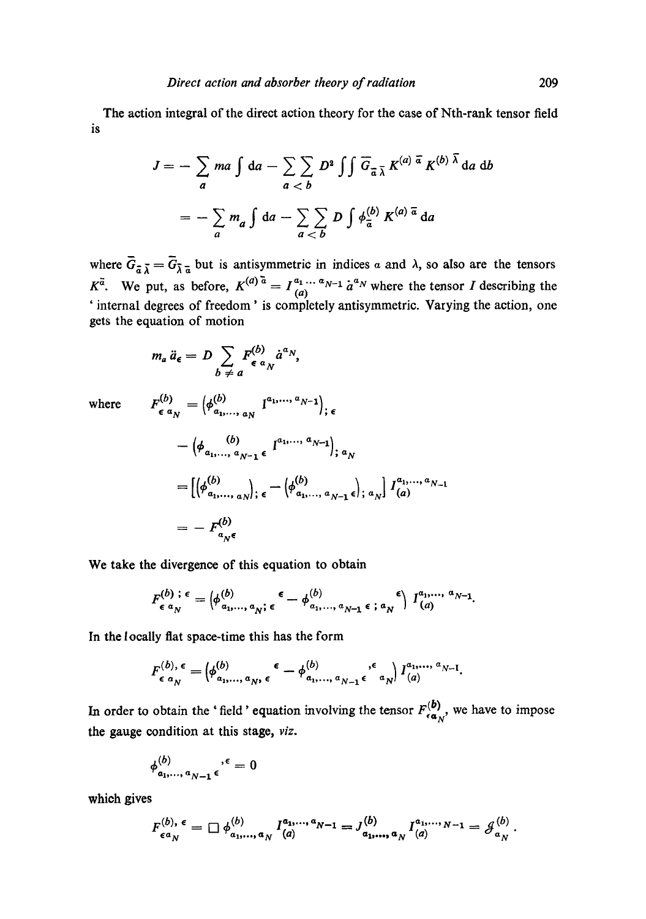The action integral of the direct action theory for the case of Nth-rank tensor field is

$$J = -\sum_a ma \int da - \sum_{a<b}\sum D^2 \iint \bar{G}_{\bar{\alpha}\bar{\lambda}} K^{(a)\bar{\alpha}} K^{(b)\bar{\lambda}} \, da \, db$$

$$= -\sum_a m_a \int da - \sum_{a<b}\sum D \int \phi^{(b)}_{\bar{\alpha}} K^{(a)\bar{\alpha}} \, da$$

where $\bar{G}_{\bar{\alpha}\bar{\lambda}} = \bar{G}_{\bar{\lambda}\bar{\alpha}}$ but is antisymmetric in indices $\alpha$ and $\lambda$, so also are the tensors $K^{\bar{\alpha}}$. We put, as before, $K^{(a)\bar{\alpha}} = I^{\alpha_1 \ldots \alpha_{N-1}}_{(a)} \dot{a}^{\alpha_N}$ where the tensor $I$ describing the 'internal degrees of freedom' is completely antisymmetric. Varying the action, one gets the equation of motion

$$m_a \ddot{a}_\epsilon = D \sum_{b \neq a} F^{(b)}_{\epsilon\,\alpha_N} \dot{a}^{\alpha_N},$$

where

$$F^{(b)}_{\epsilon\,\alpha_N} = \left(\phi^{(b)}_{\alpha_1,\ldots,\alpha_N} I^{\alpha_1,\ldots,\alpha_{N-1}}\right)_{;\epsilon}$$

$$- \left(\phi^{(b)}_{\alpha_1,\ldots,\alpha_{N-1}\epsilon} I^{\alpha_1,\ldots,\alpha_{N-1}}\right)_{;\alpha_N}$$

$$= \left[\left(\phi^{(b)}_{\alpha_1,\ldots,\alpha_N}\right)_{;\epsilon} - \left(\phi^{(b)}_{\alpha_1,\ldots,\alpha_{N-1}\epsilon}\right)_{;\alpha_N}\right] I^{\alpha_1,\ldots,\alpha_{N-1}}_{(a)}$$

$$= -F^{(b)}_{\alpha_N\epsilon}$$

We take the divergence of this equation to obtain

$$F^{(b);\epsilon}_{\epsilon\,\alpha_N} = \left(\phi^{(b)}_{\alpha_1,\ldots,\alpha_N;\epsilon}{}^{\epsilon} - \phi^{(b)}_{\alpha_1,\ldots,\alpha_{N-1}\epsilon;\alpha_N}{}^{\epsilon}\right) I^{\alpha_1,\ldots,\alpha_{N-1}}_{(a)}.$$

In the locally flat space-time this has the form

$$F^{(b),\epsilon}_{\epsilon\,\alpha_N} = \left(\phi^{(b)}_{\alpha_1,\ldots,\alpha_N,\epsilon}{}^{\epsilon} - \phi^{(b)}_{\alpha_1,\ldots,\alpha_{N-1}\epsilon}{}^{,\epsilon}{}_{\alpha_N}\right) I^{\alpha_1,\ldots,\alpha_{N-1}}_{(a)}.$$

In order to obtain the 'field' equation involving the tensor $F^{(b)}_{\epsilon\alpha_N}$, we have to impose the gauge condition at this stage, *viz.*

$$\phi^{(b)}_{\alpha_1,\ldots,\alpha_{N-1}\epsilon}{}^{,\epsilon} = 0$$

which gives

$$F^{(b),\epsilon}_{\epsilon\alpha_N} = \Box\, \phi^{(b)}_{\alpha_1,\ldots,\alpha_N} I^{\alpha_1,\ldots,\alpha_{N-1}}_{(a)} = J^{(b)}_{\alpha_1,\ldots,\alpha_N} I^{\alpha_1,\ldots,N-1}_{(a)} = \mathcal{J}^{(b)}_{\alpha_N}.$$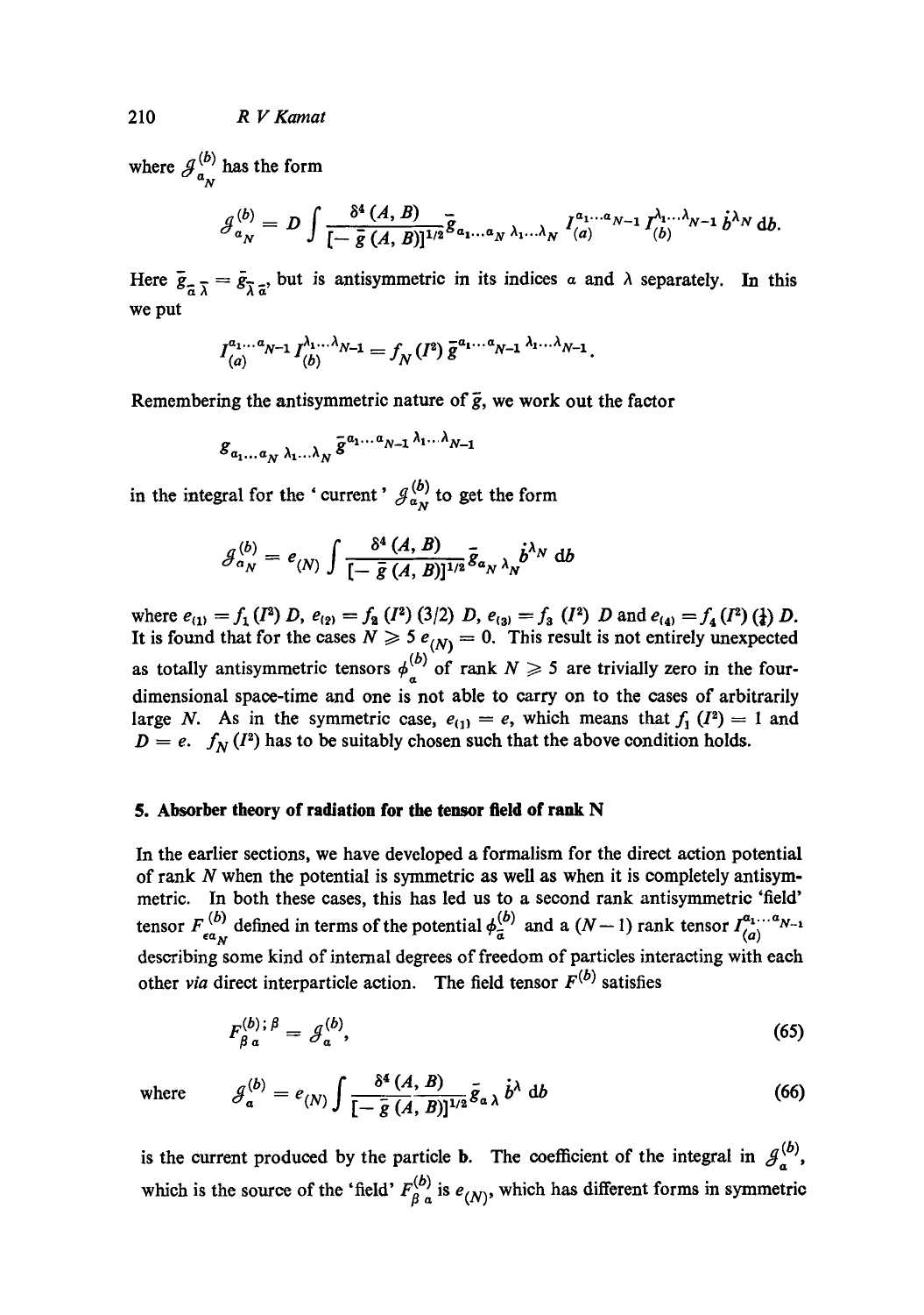where $\mathcal{J}^{(b)}_{a_N}$ has the form

$$\mathcal{J}^{(b)}_{a_N} = D \int \frac{\delta^4 (A, B)}{[-\bar{g}(A, B)]^{1/2}} \bar{g}_{a_1 \ldots a_N \, \lambda_1 \ldots \lambda_N} \, I^{a_1 \ldots a_{N-1}}_{(a)} I^{\lambda_1 \ldots \lambda_{N-1}}_{(b)} \, \dot{b}^{\lambda_N} \, \mathrm{d}b.$$

Here $\bar{g}_{\bar{a}\bar{\lambda}} = \bar{g}_{\bar{\lambda}\bar{a}}$, but is antisymmetric in its indices $a$ and $\lambda$ separately. In this we put

$$I^{a_1 \ldots a_{N-1}}_{(a)} I^{\lambda_1 \ldots \lambda_{N-1}}_{(b)} = f_N(I^2) \, \bar{g}^{a_1 \ldots a_{N-1} \, \lambda_1 \ldots \lambda_{N-1}}.$$

Remembering the antisymmetric nature of $\bar{g}$, we work out the factor

$$g_{a_1 \ldots a_N \, \lambda_1 \ldots \lambda_N} \, \bar{g}^{a_1 \ldots a_{N-1} \, \lambda_1 \ldots \lambda_{N-1}}$$

in the integral for the 'current' $\mathcal{J}^{(b)}_{a_N}$ to get the form

$$\mathcal{J}^{(b)}_{a_N} = e_{(N)} \int \frac{\delta^4 (A, B)}{[-\bar{g}(A, B)]^{1/2}} \bar{g}_{a_N \lambda_N} \, \dot{b}^{\lambda_N} \, \mathrm{d}b$$

where $e_{(1)} = f_1(I^2) \, D$, $e_{(2)} = f_2(I^2) \, (3/2) \, D$, $e_{(3)} = f_3(I^2) \, D$ and $e_{(4)} = f_4(I^2) \, (\frac{1}{4}) \, D$. It is found that for the cases $N \geqslant 5$ $e_{(N)} = 0$. This result is not entirely unexpected as totally antisymmetric tensors $\phi^{(b)}_{a}$ of rank $N \geqslant 5$ are trivially zero in the four-dimensional space-time and one is not able to carry on to the cases of arbitrarily large $N$. As in the symmetric case, $e_{(1)} = e$, which means that $f_1(I^2) = 1$ and $D = e$. $f_N(I^2)$ has to be suitably chosen such that the above condition holds.

## 5. Absorber theory of radiation for the tensor field of rank N

In the earlier sections, we have developed a formalism for the direct action potential of rank $N$ when the potential is symmetric as well as when it is completely antisymmetric. In both these cases, this has led us to a second rank antisymmetric 'field' tensor $F^{(b)}_{\epsilon a_N}$ defined in terms of the potential $\phi^{(b)}_{\bar{a}}$ and a $(N-1)$ rank tensor $I^{a_1 \ldots a_{N-1}}_{(a)}$ describing some kind of internal degrees of freedom of particles interacting with each other *via* direct interparticle action. The field tensor $F^{(b)}$ satisfies

$$F^{(b);\beta}_{\beta a} = \mathcal{J}^{(b)}_{a}, \tag{65}$$

where
$$\mathcal{J}^{(b)}_{a} = e_{(N)} \int \frac{\delta^4 (A, B)}{[-\bar{g}(A, B)]^{1/2}} \bar{g}_{a \lambda} \, \dot{b}^{\lambda} \, \mathrm{d}b \tag{66}$$

is the current produced by the particle **b**. The coefficient of the integral in $\mathcal{J}^{(b)}_{a}$, which is the source of the 'field' $F^{(b)}_{\beta a}$ is $e_{(N)}$, which has different forms in symmetric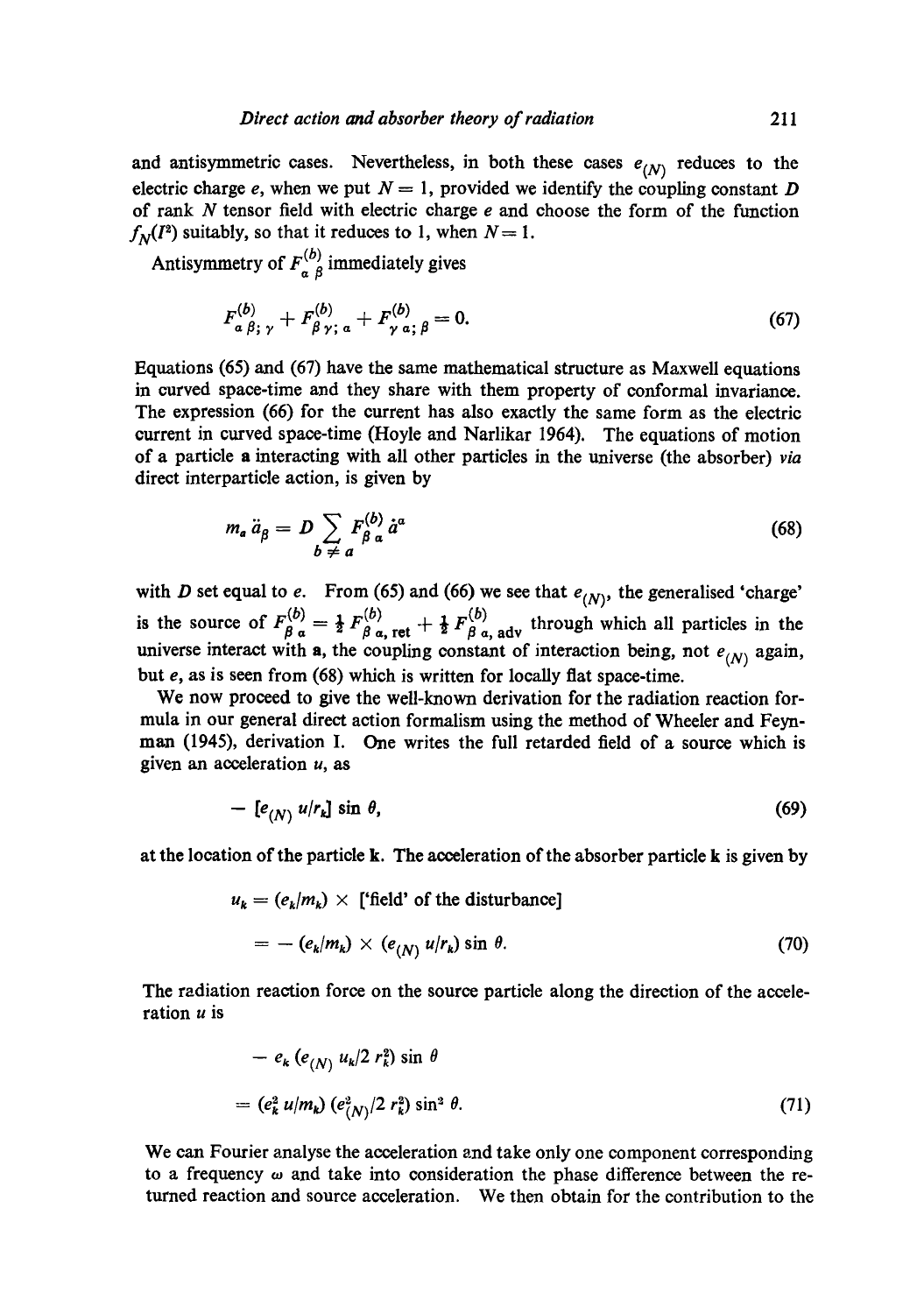and antisymmetric cases. Nevertheless, in both these cases $e_{(N)}$ reduces to the electric charge $e$, when we put $N = 1$, provided we identify the coupling constant $D$ of rank $N$ tensor field with electric charge $e$ and choose the form of the function $f_N(I^2)$ suitably, so that it reduces to 1, when $N = 1$.

Antisymmetry of $F^{(b)}_{\alpha\,\beta}$ immediately gives

$$F^{(b)}_{\alpha\,\beta;\,\gamma} + F^{(b)}_{\beta\,\gamma;\,\alpha} + F^{(b)}_{\gamma\,\alpha;\,\beta} = 0. \tag{67}$$

Equations (65) and (67) have the same mathematical structure as Maxwell equations in curved space-time and they share with them property of conformal invariance. The expression (66) for the current has also exactly the same form as the electric current in curved space-time (Hoyle and Narlikar 1964). The equations of motion of a particle **a** interacting with all other particles in the universe (the absorber) *via* direct interparticle action, is given by

$$m_a\, \ddot{a}_\beta = D \sum_{b \neq a} F^{(b)}_{\beta\,\alpha}\, \dot{a}^\alpha \tag{68}$$

with $D$ set equal to $e$. From (65) and (66) we see that $e_{(N)}$, the generalised 'charge' is the source of $F^{(b)}_{\beta\,\alpha} = \frac{1}{2} F^{(b)}_{\beta\,\alpha,\,\mathrm{ret}} + \frac{1}{2} F^{(b)}_{\beta\,\alpha,\,\mathrm{adv}}$ through which all particles in the universe interact with **a**, the coupling constant of interaction being, not $e_{(N)}$ again, but $e$, as is seen from (68) which is written for locally flat space-time.

We now proceed to give the well-known derivation for the radiation reaction formula in our general direct action formalism using the method of Wheeler and Feynman (1945), derivation I. One writes the full retarded field of a source which is given an acceleration $u$, as

$$-\,[e_{(N)}\, u/r_k]\, \sin\theta, \tag{69}$$

at the location of the particle **k**. The acceleration of the absorber particle **k** is given by

$$\begin{aligned} u_k &= (e_k/m_k) \times [\text{'field' of the disturbance}] \\ &= -\,(e_k/m_k) \times (e_{(N)}\, u/r_k) \sin\theta. \end{aligned} \tag{70}$$

The radiation reaction force on the source particle along the direction of the acceleration $u$ is

$$\begin{aligned} &-\,e_k\,(e_{(N)}\, u_k/2\, r_k^2) \sin\theta \\ &= (e_k^2\, u/m_k)\,(e_{(N)}^2/2\, r_k^2) \sin^2\theta. \end{aligned} \tag{71}$$

We can Fourier analyse the acceleration and take only one component corresponding to a frequency $\omega$ and take into consideration the phase difference between the returned reaction and source acceleration. We then obtain for the contribution to the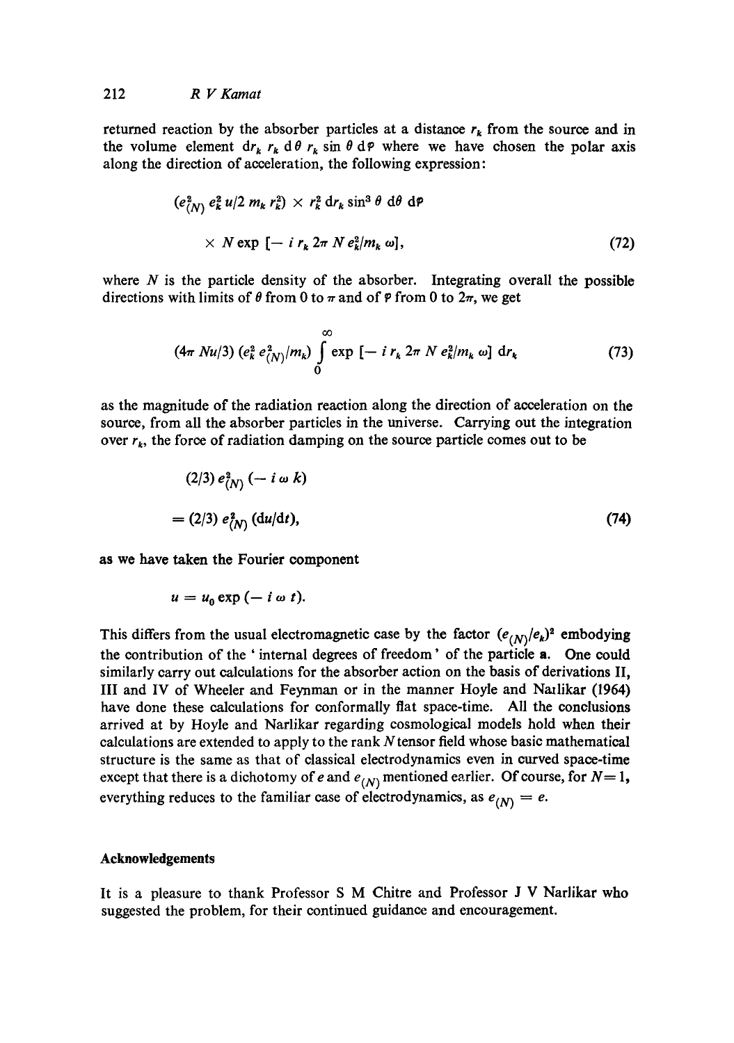returned reaction by the absorber particles at a distance $r_k$ from the source and in the volume element $dr_k\, r_k\, d\theta\, r_k \sin\theta\, d\varphi$ where we have chosen the polar axis along the direction of acceleration, the following expression:

$$(e_{(N)}^2\, e_k^2\, u/2\, m_k\, r_k^2) \times r_k^2\, dr_k \sin^3\theta\, d\theta\, d\varphi$$

$$\times\, N \exp\,[-\, i\, r_k\, 2\pi\, N\, e_k^2/m_k\, \omega], \tag{72}$$

where $N$ is the particle density of the absorber. Integrating overall the possible directions with limits of $\theta$ from 0 to $\pi$ and of $\varphi$ from 0 to $2\pi$, we get

$$(4\pi\, Nu/3)\, (e_k^2\, e_{(N)}^2/m_k) \int_0^\infty \exp\,[-\, i\, r_k\, 2\pi\, N\, e_k^2/m_k\, \omega]\, dr_k \tag{73}$$

as the magnitude of the radiation reaction along the direction of acceleration on the source, from all the absorber particles in the universe. Carrying out the integration over $r_k$, the force of radiation damping on the source particle comes out to be

$$(2/3)\, e_{(N)}^2\, (-\, i\, \omega\, k)$$

$$= (2/3)\, e_{(N)}^2\, (du/dt), \tag{74}$$

as we have taken the Fourier component

$$u = u_0 \exp\,(-\, i\, \omega\, t).$$

This differs from the usual electromagnetic case by the factor $(e_{(N)}/e_k)^2$ embodying the contribution of the 'internal degrees of freedom' of the particle **a**. One could similarly carry out calculations for the absorber action on the basis of derivations II, III and IV of Wheeler and Feynman or in the manner Hoyle and Narlikar (1964) have done these calculations for conformally flat space-time. All the conclusions arrived at by Hoyle and Narlikar regarding cosmological models hold when their calculations are extended to apply to the rank $N$ tensor field whose basic mathematical structure is the same as that of classical electrodynamics even in curved space-time except that there is a dichotomy of $e$ and $e_{(N)}$ mentioned earlier. Of course, for $N = 1$, everything reduces to the familiar case of electrodynamics, as $e_{(N)} = e$.

## Acknowledgements

It is a pleasure to thank Professor S M Chitre and Professor J V Narlikar who suggested the problem, for their continued guidance and encouragement.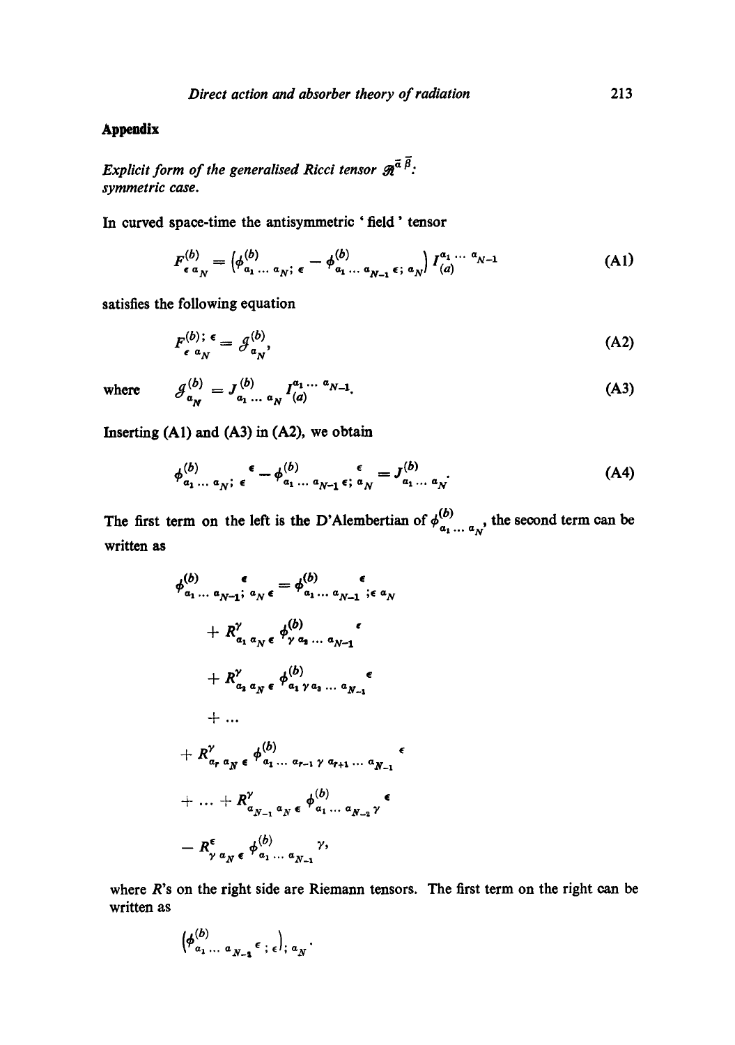## Appendix

*Explicit form of the generalised Ricci tensor $\mathscr{R}^{\bar{\alpha}\bar{\beta}}$: symmetric case.*

In curved space-time the antisymmetric 'field' tensor

$$F^{(b)}_{\epsilon\, \alpha_N} = \left(\phi^{(b)}_{\alpha_1 \ldots \alpha_N;\, \epsilon} - \phi^{(b)}_{\alpha_1 \ldots \alpha_{N-1}\, \epsilon;\, \alpha_N}\right) I^{\alpha_1 \ldots \alpha_{N-1}}_{(a)} \tag{A1}$$

satisfies the following equation

$$F^{(b);\,\epsilon}_{\epsilon\, \alpha_N} = \mathscr{J}^{(b)}_{\alpha_N}, \tag{A2}$$

where
$$\mathscr{J}^{(b)}_{\alpha_N} = J^{(b)}_{\alpha_1 \ldots \alpha_N} I^{\alpha_1 \ldots \alpha_{N-1}}_{(a)}. \tag{A3}$$

Inserting (A1) and (A3) in (A2), we obtain

$$\phi^{(b)}_{\alpha_1 \ldots \alpha_N;\, \epsilon}{}^{\epsilon} - \phi^{(b)}_{\alpha_1 \ldots \alpha_{N-1}\, \epsilon;\, \alpha_N}{}^{\epsilon} = J^{(b)}_{\alpha_1 \ldots \alpha_N}. \tag{A4}$$

The first term on the left is the D'Alembertian of $\phi^{(b)}_{\alpha_1 \ldots \alpha_N}$, the second term can be written as

$$\begin{aligned}
\phi^{(b)}_{\alpha_1 \ldots \alpha_{N-1};\, \alpha_N\, \epsilon}{}^{\epsilon} &= \phi^{(b)}_{\alpha_1 \ldots \alpha_{N-1}}{}^{\epsilon}{}_{;\epsilon\, \alpha_N} \\
&\quad + R^{\gamma}_{\alpha_1\, \alpha_N\, \epsilon}\, \phi^{(b)}_{\gamma\, \alpha_2 \ldots \alpha_{N-1}}{}^{\epsilon} \\
&\quad + R^{\gamma}_{\alpha_2\, \alpha_N\, \epsilon}\, \phi^{(b)}_{\alpha_1\, \gamma\, \alpha_3 \ldots \alpha_{N-1}}{}^{\epsilon} \\
&\quad + \ldots \\
&\quad + R^{\gamma}_{\alpha_r\, \alpha_N\, \epsilon}\, \phi^{(b)}_{\alpha_1 \ldots \alpha_{r-1}\, \gamma\, \alpha_{r+1} \ldots \alpha_{N-1}}{}^{\epsilon} \\
&\quad + \ldots + R^{\gamma}_{\alpha_{N-1}\, \alpha_N\, \epsilon}\, \phi^{(b)}_{\alpha_1 \ldots \alpha_{N-2}\, \gamma}{}^{\epsilon} \\
&\quad - R^{\epsilon}_{\gamma\, \alpha_N\, \epsilon}\, \phi^{(b)}_{\alpha_1 \ldots \alpha_{N-1}}{}^{\gamma},
\end{aligned}$$

where $R$'s on the right side are Riemann tensors. The first term on the right can be written as

$$\left(\phi^{(b)}_{\alpha_1 \ldots \alpha_{N-1}}{}^{\epsilon}{}_{;\,\epsilon}\right)_{;\,\alpha_N}.$$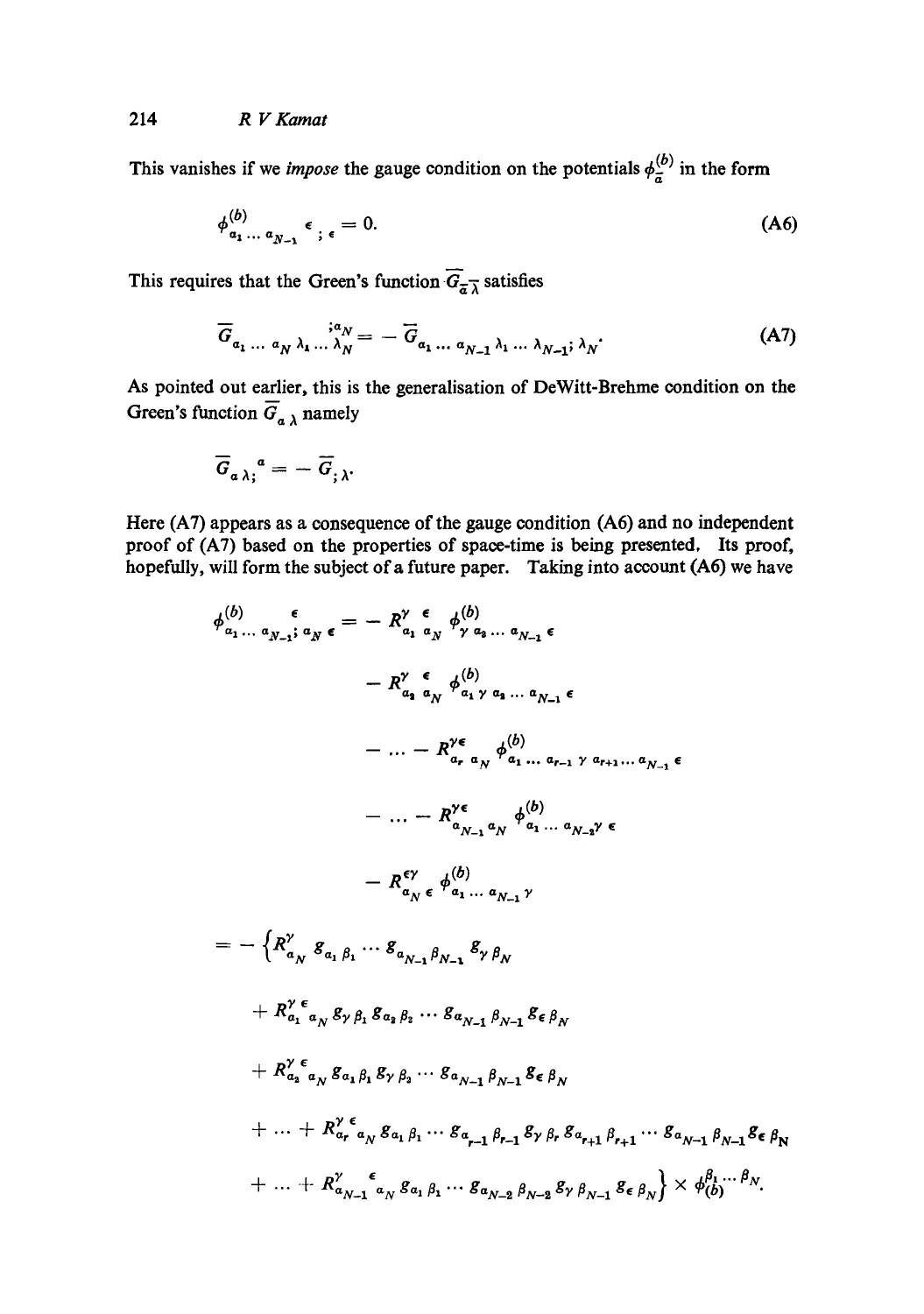This vanishes if we *impose* the gauge condition on the potentials $\phi^{(b)}_{\bar{a}}$ in the form

$$\phi^{(b)}_{a_1 \ldots a_{N-1}}{}^{\epsilon}{}_{;\epsilon} = 0. \tag{A6}$$

This requires that the Green's function $\overline{G}_{\bar{a}\bar{\lambda}}$ satisfies

$$\overline{G}_{a_1 \ldots a_N \lambda_1 \ldots \lambda_N}{}^{;a_N} = -\overline{G}_{a_1 \ldots a_{N-1} \lambda_1 \ldots \lambda_{N-1}; \lambda_N}. \tag{A7}$$

As pointed out earlier, this is the generalisation of DeWitt-Brehme condition on the Green's function $\overline{G}_{a\lambda}$ namely

$$\overline{G}_{a\lambda;}{}^{a} = -\overline{G}_{;\lambda}.$$

Here (A7) appears as a consequence of the gauge condition (A6) and no independent proof of (A7) based on the properties of space-time is being presented. Its proof, hopefully, will form the subject of a future paper. Taking into account (A6) we have

$$
\begin{aligned}
\phi^{(b)}_{a_1 \ldots a_{N-1}; a_N \epsilon}{}^{\epsilon} = &- R^{\gamma}{}_{a_1}{}^{\epsilon}{}_{a_N} \phi^{(b)}_{\gamma a_2 \ldots a_{N-1} \epsilon} \\
&- R^{\gamma}{}_{a_2}{}^{\epsilon}{}_{a_N} \phi^{(b)}_{a_1 \gamma a_3 \ldots a_{N-1} \epsilon} \\
&- \ldots - R^{\gamma\epsilon}{}_{a_r a_N} \phi^{(b)}_{a_1 \ldots a_{r-1} \gamma a_{r+1} \ldots a_{N-1} \epsilon} \\
&- \ldots - R^{\gamma\epsilon}{}_{a_{N-1} a_N} \phi^{(b)}_{a_1 \ldots a_{N-2} \gamma \epsilon} \\
&- R^{\epsilon\gamma}{}_{a_N \epsilon} \phi^{(b)}_{a_1 \ldots a_{N-1} \gamma} \\
= - \Big\{ & R^{\gamma}{}_{a_N} g_{a_1 \beta_1} \cdots g_{a_{N-1} \beta_{N-1}} g_{\gamma \beta_N} \\
&+ R^{\gamma}{}_{a_1}{}^{\epsilon}{}_{a_N} g_{\gamma \beta_1} g_{a_2 \beta_2} \cdots g_{a_{N-1} \beta_{N-1}} g_{\epsilon \beta_N} \\
&+ R^{\gamma}{}_{a_2}{}^{\epsilon}{}_{a_N} g_{a_1 \beta_1} g_{\gamma \beta_2} \cdots g_{a_{N-1} \beta_{N-1}} g_{\epsilon \beta_N} \\
&+ \ldots + R^{\gamma}{}_{a_r}{}^{\epsilon}{}_{a_N} g_{a_1 \beta_1} \cdots g_{a_{r-1} \beta_{r-1}} g_{\gamma \beta_r} g_{a_{r+1} \beta_{r+1}} \cdots g_{a_{N-1} \beta_{N-1}} g_{\epsilon \beta_N} \\
&+ \ldots + R^{\gamma}{}_{a_{N-1}}{}^{\epsilon}{}_{a_N} g_{a_1 \beta_1} \cdots g_{a_{N-2} \beta_{N-2}} g_{\gamma \beta_{N-1}} g_{\epsilon \beta_N} \Big\} \times \phi^{\beta_1 \ldots \beta_N}_{(b)}.
\end{aligned}
$$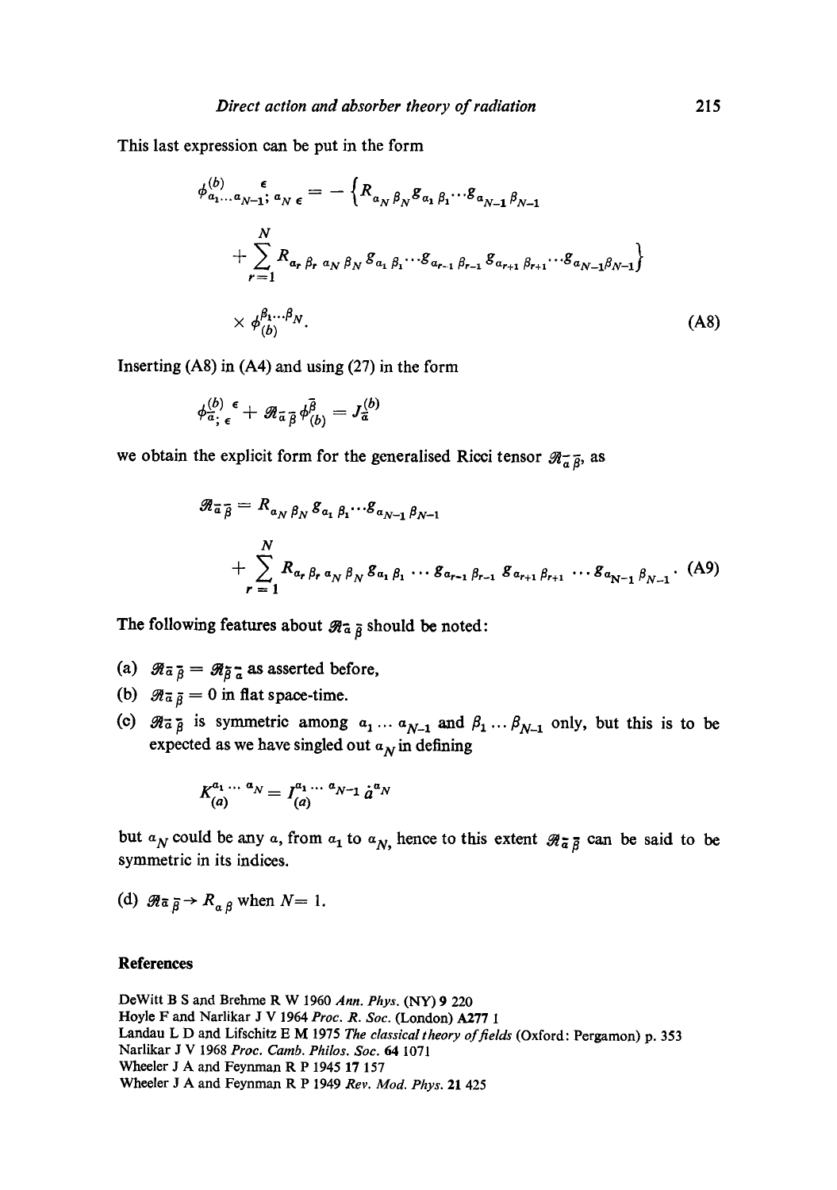This last expression can be put in the form

$$\phi^{(b)}_{\alpha_1 \ldots \alpha_{N-1};\, \alpha_N \epsilon}{}^{\epsilon} = -\Big\{R_{\alpha_N \beta_N} g_{\alpha_1 \beta_1} \ldots g_{\alpha_{N-1} \beta_{N-1}}$$

$$+ \sum_{r=1}^{N} R_{\alpha_r \beta_r \alpha_N \beta_N} g_{\alpha_1 \beta_1} \ldots g_{\alpha_{r-1} \beta_{r-1}} g_{\alpha_{r+1} \beta_{r+1}} \ldots g_{\alpha_{N-1} \beta_{N-1}}\Big\}$$

$$\times \phi^{\beta_1 \ldots \beta_N}_{(b)}. \tag{A8}$$

Inserting (A8) in (A4) and using (27) in the form

$$\phi^{(b)}_{\bar{\alpha};\, \epsilon}{}^{\epsilon} + \mathscr{R}_{\bar{\alpha}\bar{\beta}} \phi^{\bar{\beta}}_{(b)} = J^{(b)}_{\bar{\alpha}}$$

we obtain the explicit form for the generalised Ricci tensor $\mathscr{R}_{\bar{\alpha}\bar{\beta}}$, as

$$\mathscr{R}_{\bar{\alpha}\bar{\beta}} = R_{\alpha_N \beta_N} g_{\alpha_1 \beta_1} \ldots g_{\alpha_{N-1} \beta_{N-1}}$$

$$+ \sum_{r=1}^{N} R_{\alpha_r \beta_r \alpha_N \beta_N} g_{\alpha_1 \beta_1} \ldots g_{\alpha_{r-1} \beta_{r-1}} g_{\alpha_{r+1} \beta_{r+1}} \ldots g_{\alpha_{N-1} \beta_{N-1}}. \tag{A9}$$

The following features about $\mathscr{R}_{\bar{\alpha}\bar{\beta}}$ should be noted:

(a) $\mathscr{R}_{\bar{\alpha}\bar{\beta}} = \mathscr{R}_{\bar{\beta}\bar{\alpha}}$ as asserted before,

(b) $\mathscr{R}_{\bar{\alpha}\bar{\beta}} = 0$ in flat space-time.

(c) $\mathscr{R}_{\bar{\alpha}\bar{\beta}}$ is symmetric among $\alpha_1 \ldots \alpha_{N-1}$ and $\beta_1 \ldots \beta_{N-1}$ only, but this is to be expected as we have singled out $\alpha_N$ in defining

$$K^{\alpha_1 \ldots \alpha_N}_{(a)} = I^{\alpha_1 \ldots \alpha_{N-1}}_{(a)} \dot{a}^{\alpha_N}$$

but $\alpha_N$ could be any $\alpha$, from $\alpha_1$ to $\alpha_N$, hence to this extent $\mathscr{R}_{\bar{\alpha}\bar{\beta}}$ can be said to be symmetric in its indices.

(d) $\mathscr{R}_{\bar{\alpha}\bar{\beta}} \rightarrow R_{\alpha\beta}$ when $N = 1$.

## References

DeWitt B S and Brehme R W 1960 *Ann. Phys.* (NY) **9** 220

Hoyle F and Narlikar J V 1964 *Proc. R. Soc.* (London) **A277** 1

Landau L D and Lifschitz E M 1975 *The classical theory of fields* (Oxford: Pergamon) p. 353

Narlikar J V 1968 *Proc. Camb. Philos. Soc.* **64** 1071

Wheeler J A and Feynman R P 1945 **17** 157

Wheeler J A and Feynman R P 1949 *Rev. Mod. Phys.* **21** 425